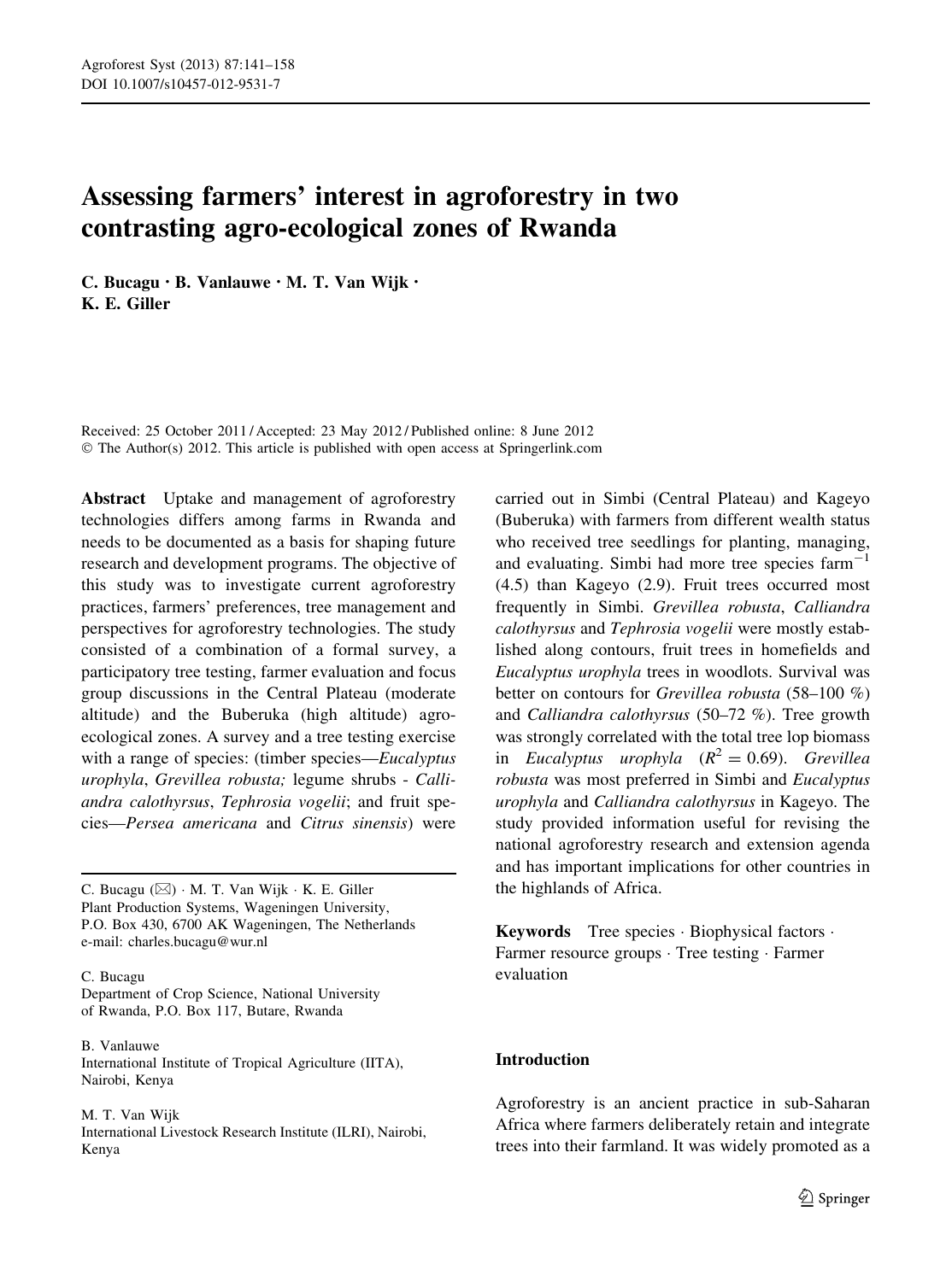# Assessing farmers' interest in agroforestry in two contrasting agro-ecological zones of Rwanda

C. Bucagu · B. Vanlauwe · M. T. Van Wijk · K. E. Giller

Received: 25 October 2011 / Accepted: 23 May 2012 / Published online: 8 June 2012
© The Author(s) 2012. This article is published with open access at Springerlink.com

**Abstract** Uptake and management of agroforestry technologies differs among farms in Rwanda and needs to be documented as a basis for shaping future research and development programs. The objective of this study was to investigate current agroforestry practices, farmers' preferences, tree management and perspectives for agroforestry technologies. The study consisted of a combination of a formal survey, a participatory tree testing, farmer evaluation and focus group discussions in the Central Plateau (moderate altitude) and the Buberuka (high altitude) agro-ecological zones. A survey and a tree testing exercise with a range of species: (timber species—*Eucalyptus urophyla*, *Grevillea robusta;* legume shrubs - *Calliandra calothyrsus*, *Tephrosia vogelii*; and fruit species—*Persea americana* and *Citrus sinensis*) were carried out in Simbi (Central Plateau) and Kageyo (Buberuka) with farmers from different wealth status who received tree seedlings for planting, managing, and evaluating. Simbi had more tree species farm$^{-1}$ (4.5) than Kageyo (2.9). Fruit trees occurred most frequently in Simbi. *Grevillea robusta*, *Calliandra calothyrsus* and *Tephrosia vogelii* were mostly established along contours, fruit trees in homefields and *Eucalyptus urophyla* trees in woodlots. Survival was better on contours for *Grevillea robusta* (58–100 %) and *Calliandra calothyrsus* (50–72 %). Tree growth was strongly correlated with the total tree lop biomass in *Eucalyptus urophyla* ($R^2 = 0.69$). *Grevillea robusta* was most preferred in Simbi and *Eucalyptus urophyla* and *Calliandra calothyrsus* in Kageyo. The study provided information useful for revising the national agroforestry research and extension agenda and has important implications for other countries in the highlands of Africa.

**Keywords** Tree species · Biophysical factors · Farmer resource groups · Tree testing · Farmer evaluation

C. Bucagu (✉) · M. T. Van Wijk · K. E. Giller
Plant Production Systems, Wageningen University, P.O. Box 430, 6700 AK Wageningen, The Netherlands
e-mail: charles.bucagu@wur.nl

C. Bucagu
Department of Crop Science, National University of Rwanda, P.O. Box 117, Butare, Rwanda

B. Vanlauwe
International Institute of Tropical Agriculture (IITA), Nairobi, Kenya

M. T. Van Wijk
International Livestock Research Institute (ILRI), Nairobi, Kenya

## Introduction

Agroforestry is an ancient practice in sub-Saharan Africa where farmers deliberately retain and integrate trees into their farmland. It was widely promoted as a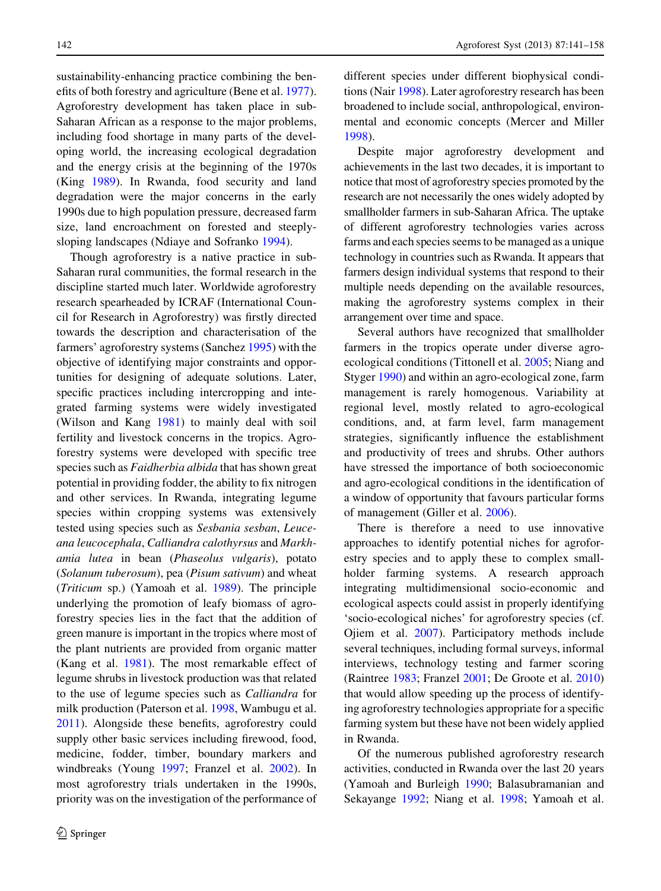sustainability-enhancing practice combining the benefits of both forestry and agriculture (Bene et al. 1977). Agroforestry development has taken place in sub-Saharan African as a response to the major problems, including food shortage in many parts of the developing world, the increasing ecological degradation and the energy crisis at the beginning of the 1970s (King 1989). In Rwanda, food security and land degradation were the major concerns in the early 1990s due to high population pressure, decreased farm size, land encroachment on forested and steeply-sloping landscapes (Ndiaye and Sofranko 1994).

Though agroforestry is a native practice in sub-Saharan rural communities, the formal research in the discipline started much later. Worldwide agroforestry research spearheaded by ICRAF (International Council for Research in Agroforestry) was firstly directed towards the description and characterisation of the farmers' agroforestry systems (Sanchez 1995) with the objective of identifying major constraints and opportunities for designing of adequate solutions. Later, specific practices including intercropping and integrated farming systems were widely investigated (Wilson and Kang 1981) to mainly deal with soil fertility and livestock concerns in the tropics. Agroforestry systems were developed with specific tree species such as *Faidherbia albida* that has shown great potential in providing fodder, the ability to fix nitrogen and other services. In Rwanda, integrating legume species within cropping systems was extensively tested using species such as *Sesbania sesban*, *Leuceana leucocephala*, *Calliandra calothyrsus* and *Markhamia lutea* in bean (*Phaseolus vulgaris*), potato (*Solanum tuberosum*), pea (*Pisum sativum*) and wheat (*Triticum* sp.) (Yamoah et al. 1989). The principle underlying the promotion of leafy biomass of agroforestry species lies in the fact that the addition of green manure is important in the tropics where most of the plant nutrients are provided from organic matter (Kang et al. 1981). The most remarkable effect of legume shrubs in livestock production was that related to the use of legume species such as *Calliandra* for milk production (Paterson et al. 1998, Wambugu et al. 2011). Alongside these benefits, agroforestry could supply other basic services including firewood, food, medicine, fodder, timber, boundary markers and windbreaks (Young 1997; Franzel et al. 2002). In most agroforestry trials undertaken in the 1990s, priority was on the investigation of the performance of different species under different biophysical conditions (Nair 1998). Later agroforestry research has been broadened to include social, anthropological, environmental and economic concepts (Mercer and Miller 1998).

Despite major agroforestry development and achievements in the last two decades, it is important to notice that most of agroforestry species promoted by the research are not necessarily the ones widely adopted by smallholder farmers in sub-Saharan Africa. The uptake of different agroforestry technologies varies across farms and each species seems to be managed as a unique technology in countries such as Rwanda. It appears that farmers design individual systems that respond to their multiple needs depending on the available resources, making the agroforestry systems complex in their arrangement over time and space.

Several authors have recognized that smallholder farmers in the tropics operate under diverse agro-ecological conditions (Tittonell et al. 2005; Niang and Styger 1990) and within an agro-ecological zone, farm management is rarely homogenous. Variability at regional level, mostly related to agro-ecological conditions, and, at farm level, farm management strategies, significantly influence the establishment and productivity of trees and shrubs. Other authors have stressed the importance of both socioeconomic and agro-ecological conditions in the identification of a window of opportunity that favours particular forms of management (Giller et al. 2006).

There is therefore a need to use innovative approaches to identify potential niches for agroforestry species and to apply these to complex smallholder farming systems. A research approach integrating multidimensional socio-economic and ecological aspects could assist in properly identifying 'socio-ecological niches' for agroforestry species (cf. Ojiem et al. 2007). Participatory methods include several techniques, including formal surveys, informal interviews, technology testing and farmer scoring (Raintree 1983; Franzel 2001; De Groote et al. 2010) that would allow speeding up the process of identifying agroforestry technologies appropriate for a specific farming system but these have not been widely applied in Rwanda.

Of the numerous published agroforestry research activities, conducted in Rwanda over the last 20 years (Yamoah and Burleigh 1990; Balasubramanian and Sekayange 1992; Niang et al. 1998; Yamoah et al.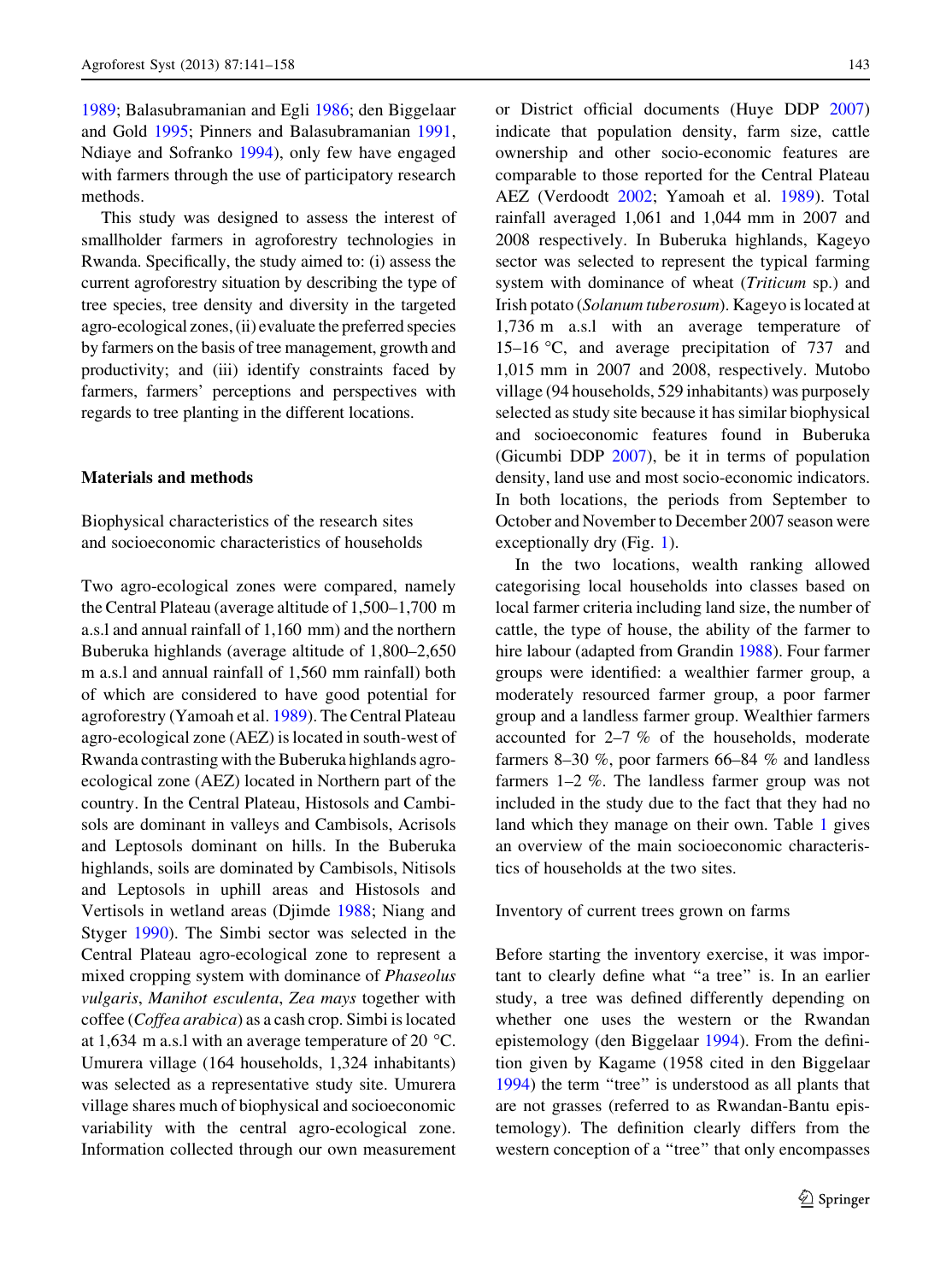1989; Balasubramanian and Egli 1986; den Biggelaar and Gold 1995; Pinners and Balasubramanian 1991, Ndiaye and Sofranko 1994), only few have engaged with farmers through the use of participatory research methods.

This study was designed to assess the interest of smallholder farmers in agroforestry technologies in Rwanda. Specifically, the study aimed to: (i) assess the current agroforestry situation by describing the type of tree species, tree density and diversity in the targeted agro-ecological zones, (ii) evaluate the preferred species by farmers on the basis of tree management, growth and productivity; and (iii) identify constraints faced by farmers, farmers' perceptions and perspectives with regards to tree planting in the different locations.

## Materials and methods

### Biophysical characteristics of the research sites and socioeconomic characteristics of households

Two agro-ecological zones were compared, namely the Central Plateau (average altitude of 1,500–1,700 m a.s.l and annual rainfall of 1,160 mm) and the northern Buberuka highlands (average altitude of 1,800–2,650 m a.s.l and annual rainfall of 1,560 mm rainfall) both of which are considered to have good potential for agroforestry (Yamoah et al. 1989). The Central Plateau agro-ecological zone (AEZ) is located in south-west of Rwanda contrasting with the Buberuka highlands agro-ecological zone (AEZ) located in Northern part of the country. In the Central Plateau, Histosols and Cambisols are dominant in valleys and Cambisols, Acrisols and Leptosols dominant on hills. In the Buberuka highlands, soils are dominated by Cambisols, Nitisols and Leptosols in uphill areas and Histosols and Vertisols in wetland areas (Djimde 1988; Niang and Styger 1990). The Simbi sector was selected in the Central Plateau agro-ecological zone to represent a mixed cropping system with dominance of *Phaseolus vulgaris*, *Manihot esculenta*, *Zea mays* together with coffee (*Coffea arabica*) as a cash crop. Simbi is located at 1,634 m a.s.l with an average temperature of 20 °C. Umurera village (164 households, 1,324 inhabitants) was selected as a representative study site. Umurera village shares much of biophysical and socioeconomic variability with the central agro-ecological zone. Information collected through our own measurement or District official documents (Huye DDP 2007) indicate that population density, farm size, cattle ownership and other socio-economic features are comparable to those reported for the Central Plateau AEZ (Verdoodt 2002; Yamoah et al. 1989). Total rainfall averaged 1,061 and 1,044 mm in 2007 and 2008 respectively. In Buberuka highlands, Kageyo sector was selected to represent the typical farming system with dominance of wheat (*Triticum* sp.) and Irish potato (*Solanum tuberosum*). Kageyo is located at 1,736 m a.s.l with an average temperature of 15–16 °C, and average precipitation of 737 and 1,015 mm in 2007 and 2008, respectively. Mutobo village (94 households, 529 inhabitants) was purposely selected as study site because it has similar biophysical and socioeconomic features found in Buberuka (Gicumbi DDP 2007), be it in terms of population density, land use and most socio-economic indicators. In both locations, the periods from September to October and November to December 2007 season were exceptionally dry (Fig. 1).

In the two locations, wealth ranking allowed categorising local households into classes based on local farmer criteria including land size, the number of cattle, the type of house, the ability of the farmer to hire labour (adapted from Grandin 1988). Four farmer groups were identified: a wealthier farmer group, a moderately resourced farmer group, a poor farmer group and a landless farmer group. Wealthier farmers accounted for 2–7 % of the households, moderate farmers 8–30 %, poor farmers 66–84 % and landless farmers 1–2 %. The landless farmer group was not included in the study due to the fact that they had no land which they manage on their own. Table 1 gives an overview of the main socioeconomic characteristics of households at the two sites.

### Inventory of current trees grown on farms

Before starting the inventory exercise, it was important to clearly define what "a tree" is. In an earlier study, a tree was defined differently depending on whether one uses the western or the Rwandan epistemology (den Biggelaar 1994). From the definition given by Kagame (1958 cited in den Biggelaar 1994) the term "tree" is understood as all plants that are not grasses (referred to as Rwandan-Bantu epistemology). The definition clearly differs from the western conception of a "tree" that only encompasses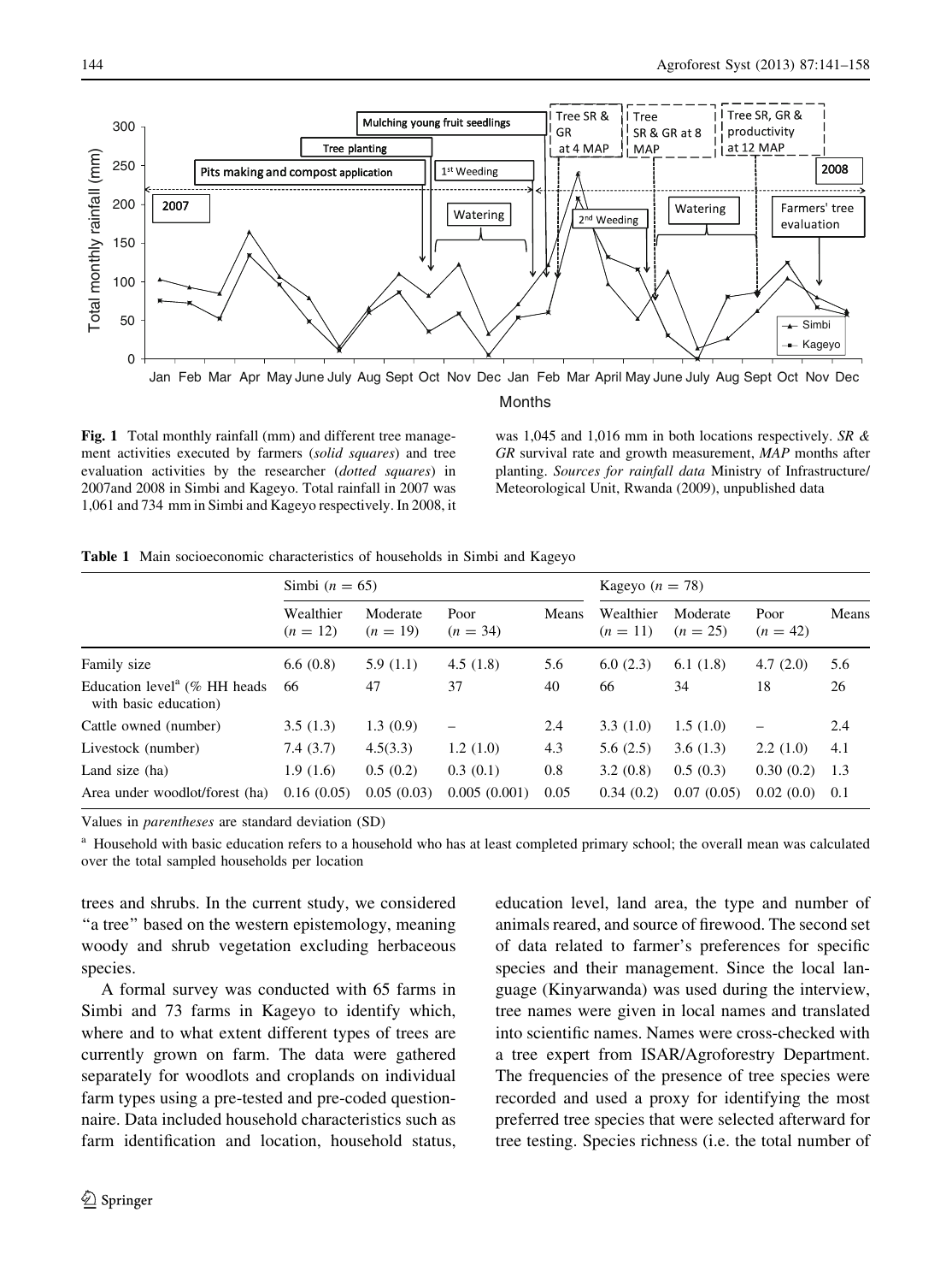**Fig. 1** Total monthly rainfall (mm) and different tree management activities executed by farmers (*solid squares*) and tree evaluation activities by the researcher (*dotted squares*) in 2007and 2008 in Simbi and Kageyo. Total rainfall in 2007 was 1,061 and 734 mm in Simbi and Kageyo respectively. In 2008, it was 1,045 and 1,016 mm in both locations respectively. *SR & GR* survival rate and growth measurement, *MAP* months after planting. *Sources for rainfall data* Ministry of Infrastructure/ Meteorological Unit, Rwanda (2009), unpublished data

**Table 1** Main socioeconomic characteristics of households in Simbi and Kageyo

| | Simbi ($n = 65$) | | | | Kageyo ($n = 78$) | | | |
|---|---|---|---|---|---|---|---|---|
| | Wealthier ($n = 12$) | Moderate ($n = 19$) | Poor ($n = 34$) | Means | Wealthier ($n = 11$) | Moderate ($n = 25$) | Poor ($n = 42$) | Means |
| Family size | 6.6 (0.8) | 5.9 (1.1) | 4.5 (1.8) | 5.6 | 6.0 (2.3) | 6.1 (1.8) | 4.7 (2.0) | 5.6 |
| Education level[a] (% HH heads with basic education) | 66 | 47 | 37 | 40 | 66 | 34 | 18 | 26 |
| Cattle owned (number) | 3.5 (1.3) | 1.3 (0.9) | – | 2.4 | 3.3 (1.0) | 1.5 (1.0) | – | 2.4 |
| Livestock (number) | 7.4 (3.7) | 4.5(3.3) | 1.2 (1.0) | 4.3 | 5.6 (2.5) | 3.6 (1.3) | 2.2 (1.0) | 4.1 |
| Land size (ha) | 1.9 (1.6) | 0.5 (0.2) | 0.3 (0.1) | 0.8 | 3.2 (0.8) | 0.5 (0.3) | 0.30 (0.2) | 1.3 |
| Area under woodlot/forest (ha) | 0.16 (0.05) | 0.05 (0.03) | 0.005 (0.001) | 0.05 | 0.34 (0.2) | 0.07 (0.05) | 0.02 (0.0) | 0.1 |

Values in *parentheses* are standard deviation (SD)

[a] Household with basic education refers to a household who has at least completed primary school; the overall mean was calculated over the total sampled households per location

trees and shrubs. In the current study, we considered "a tree" based on the western epistemology, meaning woody and shrub vegetation excluding herbaceous species.

A formal survey was conducted with 65 farms in Simbi and 73 farms in Kageyo to identify which, where and to what extent different types of trees are currently grown on farm. The data were gathered separately for woodlots and croplands on individual farm types using a pre-tested and pre-coded questionnaire. Data included household characteristics such as farm identification and location, household status, education level, land area, the type and number of animals reared, and source of firewood. The second set of data related to farmer's preferences for specific species and their management. Since the local language (Kinyarwanda) was used during the interview, tree names were given in local names and translated into scientific names. Names were cross-checked with a tree expert from ISAR/Agroforestry Department. The frequencies of the presence of tree species were recorded and used a proxy for identifying the most preferred tree species that were selected afterward for tree testing. Species richness (i.e. the total number of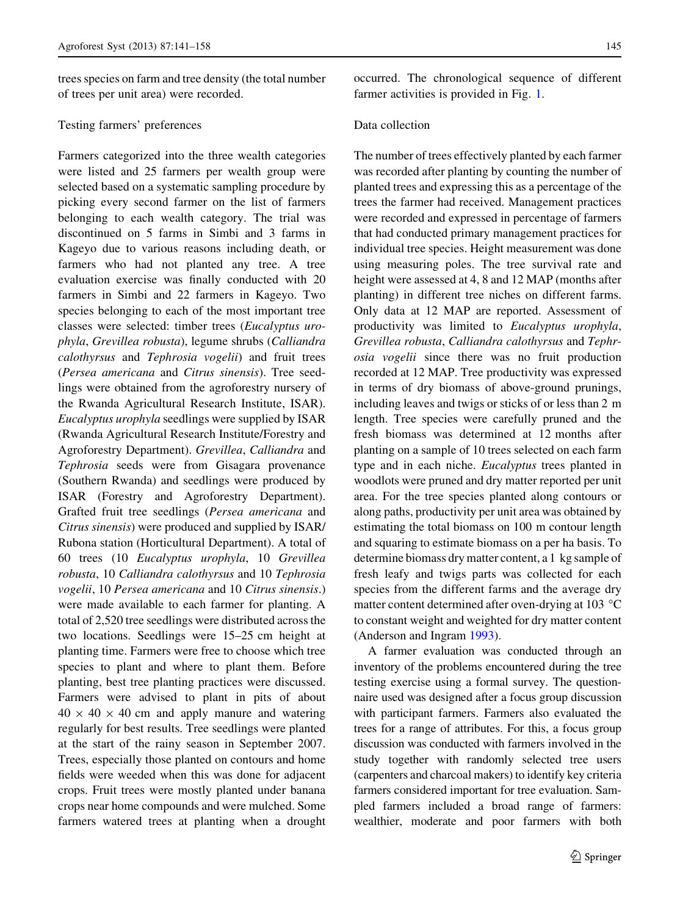trees species on farm and tree density (the total number of trees per unit area) were recorded.

### Testing farmers' preferences

Farmers categorized into the three wealth categories were listed and 25 farmers per wealth group were selected based on a systematic sampling procedure by picking every second farmer on the list of farmers belonging to each wealth category. The trial was discontinued on 5 farms in Simbi and 3 farms in Kageyo due to various reasons including death, or farmers who had not planted any tree. A tree evaluation exercise was finally conducted with 20 farmers in Simbi and 22 farmers in Kageyo. Two species belonging to each of the most important tree classes were selected: timber trees (*Eucalyptus urophyla*, *Grevillea robusta*), legume shrubs (*Calliandra calothyrsus* and *Tephrosia vogelii*) and fruit trees (*Persea americana* and *Citrus sinensis*). Tree seedlings were obtained from the agroforestry nursery of the Rwanda Agricultural Research Institute, ISAR). *Eucalyptus urophyla* seedlings were supplied by ISAR (Rwanda Agricultural Research Institute/Forestry and Agroforestry Department). *Grevillea*, *Calliandra* and *Tephrosia* seeds were from Gisagara provenance (Southern Rwanda) and seedlings were produced by ISAR (Forestry and Agroforestry Department). Grafted fruit tree seedlings (*Persea americana* and *Citrus sinensis*) were produced and supplied by ISAR/Rubona station (Horticultural Department). A total of 60 trees (10 *Eucalyptus urophyla*, 10 *Grevillea robusta*, 10 *Calliandra calothyrsus* and 10 *Tephrosia vogelii*, 10 *Persea americana* and 10 *Citrus sinensis*.) were made available to each farmer for planting. A total of 2,520 tree seedlings were distributed across the two locations. Seedlings were 15–25 cm height at planting time. Farmers were free to choose which tree species to plant and where to plant them. Before planting, best tree planting practices were discussed. Farmers were advised to plant in pits of about $40 \times 40 \times 40$ cm and apply manure and watering regularly for best results. Tree seedlings were planted at the start of the rainy season in September 2007. Trees, especially those planted on contours and home fields were weeded when this was done for adjacent crops. Fruit trees were mostly planted under banana crops near home compounds and were mulched. Some farmers watered trees at planting when a drought occurred. The chronological sequence of different farmer activities is provided in Fig. 1.

### Data collection

The number of trees effectively planted by each farmer was recorded after planting by counting the number of planted trees and expressing this as a percentage of the trees the farmer had received. Management practices were recorded and expressed in percentage of farmers that had conducted primary management practices for individual tree species. Height measurement was done using measuring poles. The tree survival rate and height were assessed at 4, 8 and 12 MAP (months after planting) in different tree niches on different farms. Only data at 12 MAP are reported. Assessment of productivity was limited to *Eucalyptus urophyla*, *Grevillea robusta*, *Calliandra calothyrsus* and *Tephrosia vogelii* since there was no fruit production recorded at 12 MAP. Tree productivity was expressed in terms of dry biomass of above-ground prunings, including leaves and twigs or sticks of or less than 2 m length. Tree species were carefully pruned and the fresh biomass was determined at 12 months after planting on a sample of 10 trees selected on each farm type and in each niche. *Eucalyptus* trees planted in woodlots were pruned and dry matter reported per unit area. For the tree species planted along contours or along paths, productivity per unit area was obtained by estimating the total biomass on 100 m contour length and squaring to estimate biomass on a per ha basis. To determine biomass dry matter content, a 1 kg sample of fresh leafy and twigs parts was collected for each species from the different farms and the average dry matter content determined after oven-drying at 103 °C to constant weight and weighted for dry matter content (Anderson and Ingram 1993).

A farmer evaluation was conducted through an inventory of the problems encountered during the tree testing exercise using a formal survey. The questionnaire used was designed after a focus group discussion with participant farmers. Farmers also evaluated the trees for a range of attributes. For this, a focus group discussion was conducted with farmers involved in the study together with randomly selected tree users (carpenters and charcoal makers) to identify key criteria farmers considered important for tree evaluation. Sampled farmers included a broad range of farmers: wealthier, moderate and poor farmers with both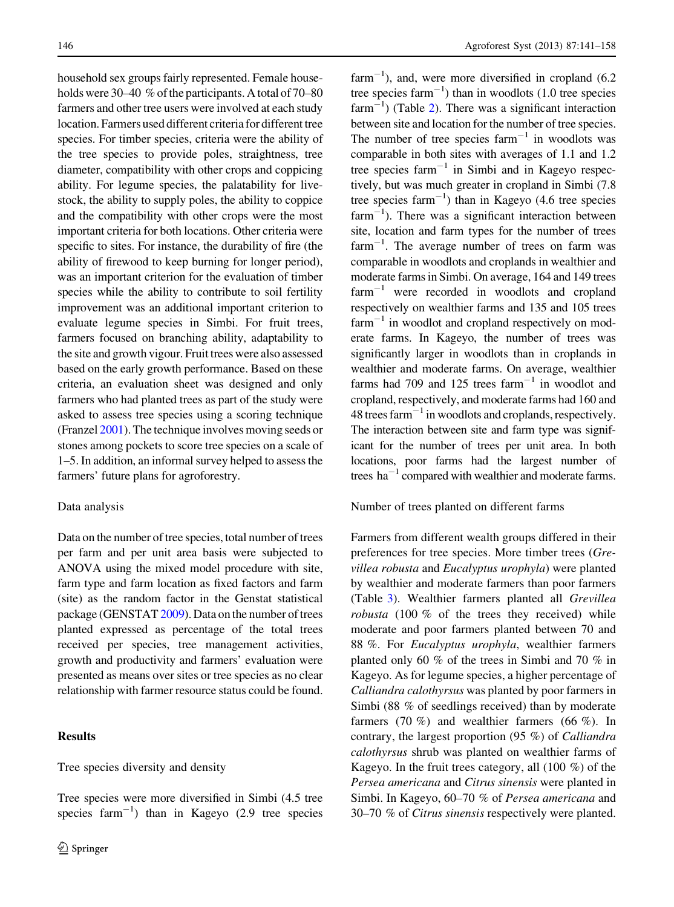household sex groups fairly represented. Female households were 30–40 % of the participants. A total of 70–80 farmers and other tree users were involved at each study location. Farmers used different criteria for different tree species. For timber species, criteria were the ability of the tree species to provide poles, straightness, tree diameter, compatibility with other crops and coppicing ability. For legume species, the palatability for livestock, the ability to supply poles, the ability to coppice and the compatibility with other crops were the most important criteria for both locations. Other criteria were specific to sites. For instance, the durability of fire (the ability of firewood to keep burning for longer period), was an important criterion for the evaluation of timber species while the ability to contribute to soil fertility improvement was an additional important criterion to evaluate legume species in Simbi. For fruit trees, farmers focused on branching ability, adaptability to the site and growth vigour. Fruit trees were also assessed based on the early growth performance. Based on these criteria, an evaluation sheet was designed and only farmers who had planted trees as part of the study were asked to assess tree species using a scoring technique (Franzel 2001). The technique involves moving seeds or stones among pockets to score tree species on a scale of 1–5. In addition, an informal survey helped to assess the farmers' future plans for agroforestry.

## Data analysis

Data on the number of tree species, total number of trees per farm and per unit area basis were subjected to ANOVA using the mixed model procedure with site, farm type and farm location as fixed factors and farm (site) as the random factor in the Genstat statistical package (GENSTAT 2009). Data on the number of trees planted expressed as percentage of the total trees received per species, tree management activities, growth and productivity and farmers' evaluation were presented as means over sites or tree species as no clear relationship with farmer resource status could be found.

# Results

## Tree species diversity and density

Tree species were more diversified in Simbi (4.5 tree species farm$^{-1}$) than in Kageyo (2.9 tree species farm$^{-1}$), and, were more diversified in cropland (6.2 tree species farm$^{-1}$) than in woodlots (1.0 tree species farm$^{-1}$) (Table 2). There was a significant interaction between site and location for the number of tree species. The number of tree species farm$^{-1}$ in woodlots was comparable in both sites with averages of 1.1 and 1.2 tree species farm$^{-1}$ in Simbi and in Kageyo respectively, but was much greater in cropland in Simbi (7.8 tree species farm$^{-1}$) than in Kageyo (4.6 tree species farm$^{-1}$). There was a significant interaction between site, location and farm types for the number of trees farm$^{-1}$. The average number of trees on farm was comparable in woodlots and croplands in wealthier and moderate farms in Simbi. On average, 164 and 149 trees farm$^{-1}$ were recorded in woodlots and cropland respectively on wealthier farms and 135 and 105 trees farm$^{-1}$ in woodlot and cropland respectively on moderate farms. In Kageyo, the number of trees was significantly larger in woodlots than in croplands in wealthier and moderate farms. On average, wealthier farms had 709 and 125 trees farm$^{-1}$ in woodlot and cropland, respectively, and moderate farms had 160 and 48 trees farm$^{-1}$ in woodlots and croplands, respectively. The interaction between site and farm type was significant for the number of trees per unit area. In both locations, poor farms had the largest number of trees ha$^{-1}$ compared with wealthier and moderate farms.

## Number of trees planted on different farms

Farmers from different wealth groups differed in their preferences for tree species. More timber trees (*Grevillea robusta* and *Eucalyptus urophyla*) were planted by wealthier and moderate farmers than poor farmers (Table 3). Wealthier farmers planted all *Grevillea robusta* (100 % of the trees they received) while moderate and poor farmers planted between 70 and 88 %. For *Eucalyptus urophyla*, wealthier farmers planted only 60 % of the trees in Simbi and 70 % in Kageyo. As for legume species, a higher percentage of *Calliandra calothyrsus* was planted by poor farmers in Simbi (88 % of seedlings received) than by moderate farmers (70 %) and wealthier farmers (66 %). In contrary, the largest proportion (95 %) of *Calliandra calothyrsus* shrub was planted on wealthier farms of Kageyo. In the fruit trees category, all (100 %) of the *Persea americana* and *Citrus sinensis* were planted in Simbi. In Kageyo, 60–70 % of *Persea americana* and 30–70 % of *Citrus sinensis* respectively were planted.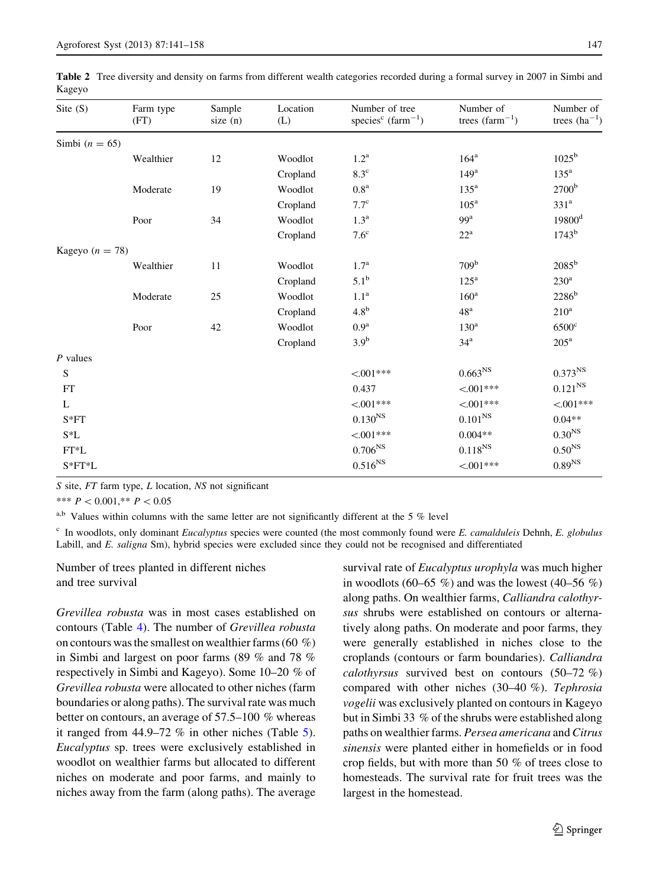**Table 2** Tree diversity and density on farms from different wealth categories recorded during a formal survey in 2007 in Simbi and Kageyo

| Site (S) | Farm type (FT) | Sample size (n) | Location (L) | Number of tree species[c] ($farm^{-1}$) | Number of trees ($farm^{-1}$) | Number of trees ($ha^{-1}$) |
|---|---|---|---|---|---|---|
| Simbi ($n = 65$) | | | | | | |
| | Wealthier | 12 | Woodlot | 1.2[a] | 164[a] | 1025[b] |
| | | | Cropland | 8.3[c] | 149[a] | 135[a] |
| | Moderate | 19 | Woodlot | 0.8[a] | 135[a] | 2700[b] |
| | | | Cropland | 7.7[c] | 105[a] | 331[a] |
| | Poor | 34 | Woodlot | 1.3[a] | 99[a] | 19800[d] |
| | | | Cropland | 7.6[c] | 22[a] | 1743[b] |
| Kageyo ($n = 78$) | | | | | | |
| | Wealthier | 11 | Woodlot | 1.7[a] | 709[b] | 2085[b] |
| | | | Cropland | 5.1[b] | 125[a] | 230[a] |
| | Moderate | 25 | Woodlot | 1.1[a] | 160[a] | 2286[b] |
| | | | Cropland | 4.8[b] | 48[a] | 210[a] |
| | Poor | 42 | Woodlot | 0.9[a] | 130[a] | 6500[c] |
| | | | Cropland | 3.9[b] | 34[a] | 205[a] |
| *P* values | | | | | | |
| S | | | | <.001*** | 0.663[NS] | 0.373[NS] |
| FT | | | | 0.437 | <.001*** | 0.121[NS] |
| L | | | | <.001*** | <.001*** | <.001*** |
| S*FT | | | | 0.130[NS] | 0.101[NS] | 0.04** |
| S*L | | | | <.001*** | 0.004** | 0.30[NS] |
| FT*L | | | | 0.706[NS] | 0.118[NS] | 0.50[NS] |
| S*FT*L | | | | 0.516[NS] | <.001*** | 0.89[NS] |

*S* site, *FT* farm type, *L* location, *NS* not significant

*** $P < 0.001$,** $P < 0.05$

[a,b] Values within columns with the same letter are not significantly different at the 5 % level

[c] In woodlots, only dominant *Eucalyptus* species were counted (the most commonly found were *E. camalduleis* Dehnh, *E. globulus* Labill, and *E. saligna* Sm), hybrid species were excluded since they could not be recognised and differentiated

## Number of trees planted in different niches and tree survival

*Grevillea robusta* was in most cases established on contours (Table 4). The number of *Grevillea robusta* on contours was the smallest on wealthier farms (60 %) in Simbi and largest on poor farms (89 % and 78 % respectively in Simbi and Kageyo). Some 10–20 % of *Grevillea robusta* were allocated to other niches (farm boundaries or along paths). The survival rate was much better on contours, an average of 57.5–100 % whereas it ranged from 44.9–72 % in other niches (Table 5). *Eucalyptus* sp. trees were exclusively established in woodlot on wealthier farms but allocated to different niches on moderate and poor farms, and mainly to niches away from the farm (along paths). The average survival rate of *Eucalyptus urophyla* was much higher in woodlots (60–65 %) and was the lowest (40–56 %) along paths. On wealthier farms, *Calliandra calothyrsus* shrubs were established on contours or alternatively along paths. On moderate and poor farms, they were generally established in niches close to the croplands (contours or farm boundaries). *Calliandra calothyrsus* survived best on contours (50–72 %) compared with other niches (30–40 %). *Tephrosia vogelii* was exclusively planted on contours in Kageyo but in Simbi 33 % of the shrubs were established along paths on wealthier farms. *Persea americana* and *Citrus sinensis* were planted either in homefields or in food crop fields, but with more than 50 % of trees close to homesteads. The survival rate for fruit trees was the largest in the homestead.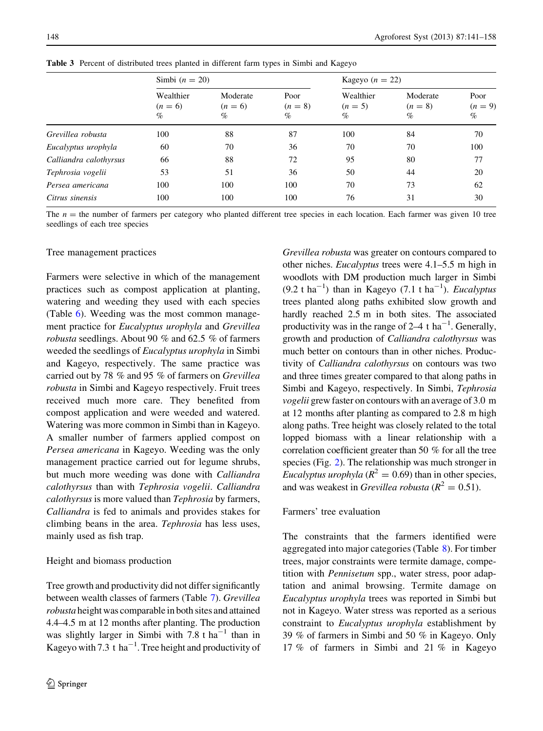**Table 3** Percent of distributed trees planted in different farm types in Simbi and Kageyo

| | Simbi ($n = 20$) | | | Kageyo ($n = 22$) | | |
|---|---|---|---|---|---|---|
| | Wealthier ($n = 6$) % | Moderate ($n = 6$) % | Poor ($n = 8$) % | Wealthier ($n = 5$) % | Moderate ($n = 8$) % | Poor ($n = 9$) % |
| *Grevillea robusta* | 100 | 88 | 87 | 100 | 84 | 70 |
| *Eucalyptus urophyla* | 60 | 70 | 36 | 70 | 70 | 100 |
| *Calliandra calothyrsus* | 66 | 88 | 72 | 95 | 80 | 77 |
| *Tephrosia vogelii* | 53 | 51 | 36 | 50 | 44 | 20 |
| *Persea americana* | 100 | 100 | 100 | 70 | 73 | 62 |
| *Citrus sinensis* | 100 | 100 | 100 | 76 | 31 | 30 |

The $n$ = the number of farmers per category who planted different tree species in each location. Each farmer was given 10 tree seedlings of each tree species

## Tree management practices

Farmers were selective in which of the management practices such as compost application at planting, watering and weeding they used with each species (Table 6). Weeding was the most common management practice for *Eucalyptus urophyla* and *Grevillea robusta* seedlings. About 90 % and 62.5 % of farmers weeded the seedlings of *Eucalyptus urophyla* in Simbi and Kageyo, respectively. The same practice was carried out by 78 % and 95 % of farmers on *Grevillea robusta* in Simbi and Kageyo respectively. Fruit trees received much more care. They benefited from compost application and were weeded and watered. Watering was more common in Simbi than in Kageyo. A smaller number of farmers applied compost on *Persea americana* in Kageyo. Weeding was the only management practice carried out for legume shrubs, but much more weeding was done with *Calliandra calothyrsus* than with *Tephrosia vogelii*. *Calliandra calothyrsus* is more valued than *Tephrosia* by farmers, *Calliandra* is fed to animals and provides stakes for climbing beans in the area. *Tephrosia* has less uses, mainly used as fish trap.

## Height and biomass production

Tree growth and productivity did not differ significantly between wealth classes of farmers (Table 7). *Grevillea robusta* height was comparable in both sites and attained 4.4–4.5 m at 12 months after planting. The production was slightly larger in Simbi with 7.8 t ha$^{-1}$ than in Kageyo with 7.3 t ha$^{-1}$. Tree height and productivity of *Grevillea robusta* was greater on contours compared to other niches. *Eucalyptus* trees were 4.1–5.5 m high in woodlots with DM production much larger in Simbi (9.2 t ha$^{-1}$) than in Kageyo (7.1 t ha$^{-1}$). *Eucalyptus* trees planted along paths exhibited slow growth and hardly reached 2.5 m in both sites. The associated productivity was in the range of 2–4 t ha$^{-1}$. Generally, growth and production of *Calliandra calothyrsus* was much better on contours than in other niches. Productivity of *Calliandra calothyrsus* on contours was two and three times greater compared to that along paths in Simbi and Kageyo, respectively. In Simbi, *Tephrosia vogelii* grew faster on contours with an average of 3.0 m at 12 months after planting as compared to 2.8 m high along paths. Tree height was closely related to the total lopped biomass with a linear relationship with a correlation coefficient greater than 50 % for all the tree species (Fig. 2). The relationship was much stronger in *Eucalyptus urophyla* ($R^2 = 0.69$) than in other species, and was weakest in *Grevillea robusta* ($R^2 = 0.51$).

## Farmers' tree evaluation

The constraints that the farmers identified were aggregated into major categories (Table 8). For timber trees, major constraints were termite damage, competition with *Pennisetum* spp., water stress, poor adaptation and animal browsing. Termite damage on *Eucalyptus urophyla* trees was reported in Simbi but not in Kageyo. Water stress was reported as a serious constraint to *Eucalyptus urophyla* establishment by 39 % of farmers in Simbi and 50 % in Kageyo. Only 17 % of farmers in Simbi and 21 % in Kageyo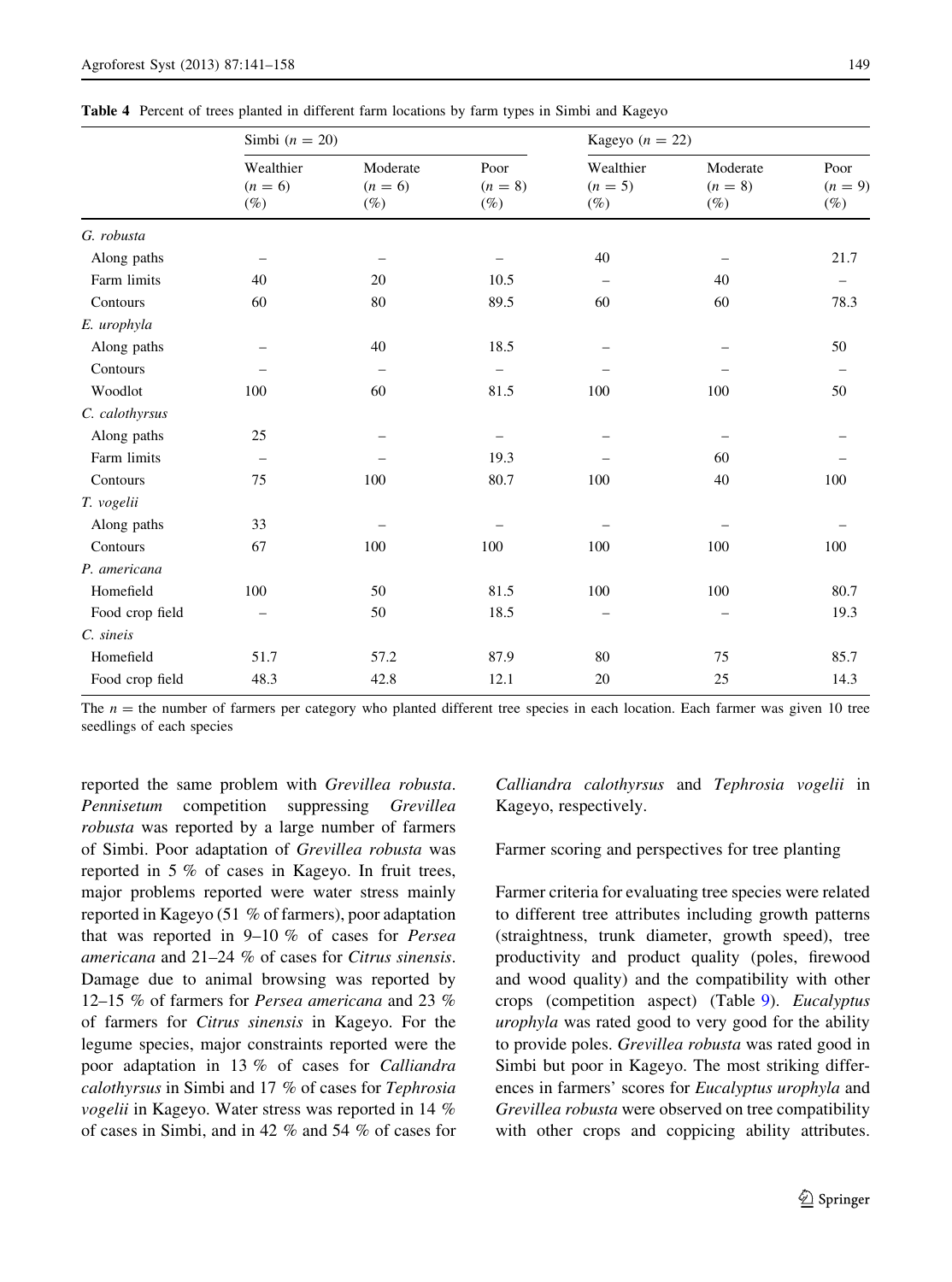**Table 4** Percent of trees planted in different farm locations by farm types in Simbi and Kageyo

| | Simbi ($n = 20$) | | | Kageyo ($n = 22$) | | |
|---|---|---|---|---|---|---|
| | Wealthier ($n = 6$) (%) | Moderate ($n = 6$) (%) | Poor ($n = 8$) (%) | Wealthier ($n = 5$) (%) | Moderate ($n = 8$) (%) | Poor ($n = 9$) (%) |
| *G. robusta* | | | | | | |
| Along paths | – | – | – | 40 | – | 21.7 |
| Farm limits | 40 | 20 | 10.5 | – | 40 | – |
| Contours | 60 | 80 | 89.5 | 60 | 60 | 78.3 |
| *E. urophyla* | | | | | | |
| Along paths | – | 40 | 18.5 | – | – | 50 |
| Contours | – | – | – | – | – | – |
| Woodlot | 100 | 60 | 81.5 | 100 | 100 | 50 |
| *C. calothyrsus* | | | | | | |
| Along paths | 25 | – | – | – | – | – |
| Farm limits | – | – | 19.3 | – | 60 | – |
| Contours | 75 | 100 | 80.7 | 100 | 40 | 100 |
| *T. vogelii* | | | | | | |
| Along paths | 33 | – | – | – | – | – |
| Contours | 67 | 100 | 100 | 100 | 100 | 100 |
| *P. americana* | | | | | | |
| Homefield | 100 | 50 | 81.5 | 100 | 100 | 80.7 |
| Food crop field | – | 50 | 18.5 | – | – | 19.3 |
| *C. sineis* | | | | | | |
| Homefield | 51.7 | 57.2 | 87.9 | 80 | 75 | 85.7 |
| Food crop field | 48.3 | 42.8 | 12.1 | 20 | 25 | 14.3 |

The $n =$ the number of farmers per category who planted different tree species in each location. Each farmer was given 10 tree seedlings of each species

reported the same problem with *Grevillea robusta*. *Pennisetum* competition suppressing *Grevillea robusta* was reported by a large number of farmers of Simbi. Poor adaptation of *Grevillea robusta* was reported in 5 % of cases in Kageyo. In fruit trees, major problems reported were water stress mainly reported in Kageyo (51 % of farmers), poor adaptation that was reported in 9–10 % of cases for *Persea americana* and 21–24 % of cases for *Citrus sinensis*. Damage due to animal browsing was reported by 12–15 % of farmers for *Persea americana* and 23 % of farmers for *Citrus sinensis* in Kageyo. For the legume species, major constraints reported were the poor adaptation in 13 % of cases for *Calliandra calothyrsus* in Simbi and 17 % of cases for *Tephrosia vogelii* in Kageyo. Water stress was reported in 14 % of cases in Simbi, and in 42 % and 54 % of cases for *Calliandra calothyrsus* and *Tephrosia vogelii* in Kageyo, respectively.

## Farmer scoring and perspectives for tree planting

Farmer criteria for evaluating tree species were related to different tree attributes including growth patterns (straightness, trunk diameter, growth speed), tree productivity and product quality (poles, firewood and wood quality) and the compatibility with other crops (competition aspect) (Table 9). *Eucalyptus urophyla* was rated good to very good for the ability to provide poles. *Grevillea robusta* was rated good in Simbi but poor in Kageyo. The most striking differences in farmers' scores for *Eucalyptus urophyla* and *Grevillea robusta* were observed on tree compatibility with other crops and coppicing ability attributes.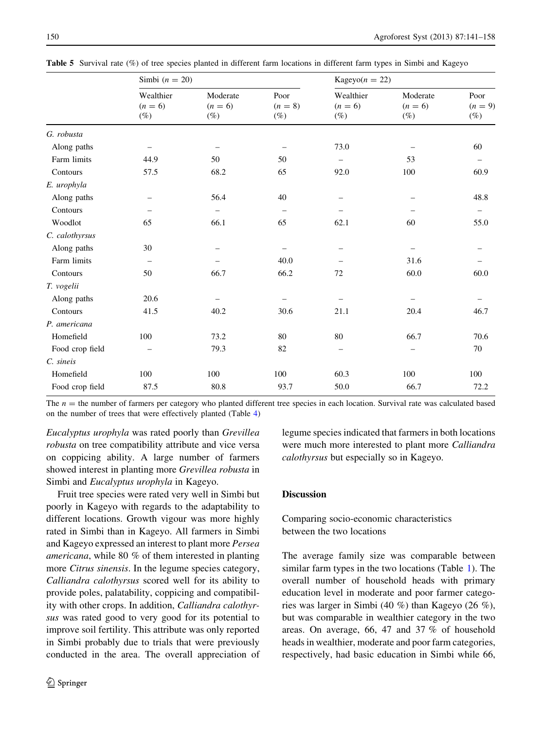**Table 5** Survival rate (%) of tree species planted in different farm locations in different farm types in Simbi and Kageyo

| | Simbi ($n = 20$) | | | Kageyo($n = 22$) | | |
|---|---|---|---|---|---|---|
| | Wealthier ($n = 6$) (%) | Moderate ($n = 6$) (%) | Poor ($n = 8$) (%) | Wealthier ($n = 6$) (%) | Moderate ($n = 6$) (%) | Poor ($n = 9$) (%) |
| *G. robusta* | | | | | | |
| Along paths | – | – | – | 73.0 | – | 60 |
| Farm limits | 44.9 | 50 | 50 | – | 53 | – |
| Contours | 57.5 | 68.2 | 65 | 92.0 | 100 | 60.9 |
| *E. urophyla* | | | | | | |
| Along paths | – | 56.4 | 40 | – | – | 48.8 |
| Contours | – | – | – | – | – | – |
| Woodlot | 65 | 66.1 | 65 | 62.1 | 60 | 55.0 |
| *C. calothyrsus* | | | | | | |
| Along paths | 30 | – | – | – | – | – |
| Farm limits | – | – | 40.0 | – | 31.6 | – |
| Contours | 50 | 66.7 | 66.2 | 72 | 60.0 | 60.0 |
| *T. vogelii* | | | | | | |
| Along paths | 20.6 | – | – | – | – | – |
| Contours | 41.5 | 40.2 | 30.6 | 21.1 | 20.4 | 46.7 |
| *P. americana* | | | | | | |
| Homefield | 100 | 73.2 | 80 | 80 | 66.7 | 70.6 |
| Food crop field | – | 79.3 | 82 | – | – | 70 |
| *C. sineis* | | | | | | |
| Homefield | 100 | 100 | 100 | 60.3 | 100 | 100 |
| Food crop field | 87.5 | 80.8 | 93.7 | 50.0 | 66.7 | 72.2 |

The $n$ = the number of farmers per category who planted different tree species in each location. Survival rate was calculated based on the number of trees that were effectively planted (Table 4)

*Eucalyptus urophyla* was rated poorly than *Grevillea robusta* on tree compatibility attribute and vice versa on coppicing ability. A large number of farmers showed interest in planting more *Grevillea robusta* in Simbi and *Eucalyptus urophyla* in Kageyo.

Fruit tree species were rated very well in Simbi but poorly in Kageyo with regards to the adaptability to different locations. Growth vigour was more highly rated in Simbi than in Kageyo. All farmers in Simbi and Kageyo expressed an interest to plant more *Persea americana*, while 80 % of them interested in planting more *Citrus sinensis*. In the legume species category, *Calliandra calothyrsus* scored well for its ability to provide poles, palatability, coppicing and compatibility with other crops. In addition, *Calliandra calothyrsus* was rated good to very good for its potential to improve soil fertility. This attribute was only reported in Simbi probably due to trials that were previously conducted in the area. The overall appreciation of legume species indicated that farmers in both locations were much more interested to plant more *Calliandra calothyrsus* but especially so in Kageyo.

## Discussion

### Comparing socio-economic characteristics between the two locations

The average family size was comparable between similar farm types in the two locations (Table 1). The overall number of household heads with primary education level in moderate and poor farmer categories was larger in Simbi (40 %) than Kageyo (26 %), but was comparable in wealthier category in the two areas. On average, 66, 47 and 37 % of household heads in wealthier, moderate and poor farm categories, respectively, had basic education in Simbi while 66,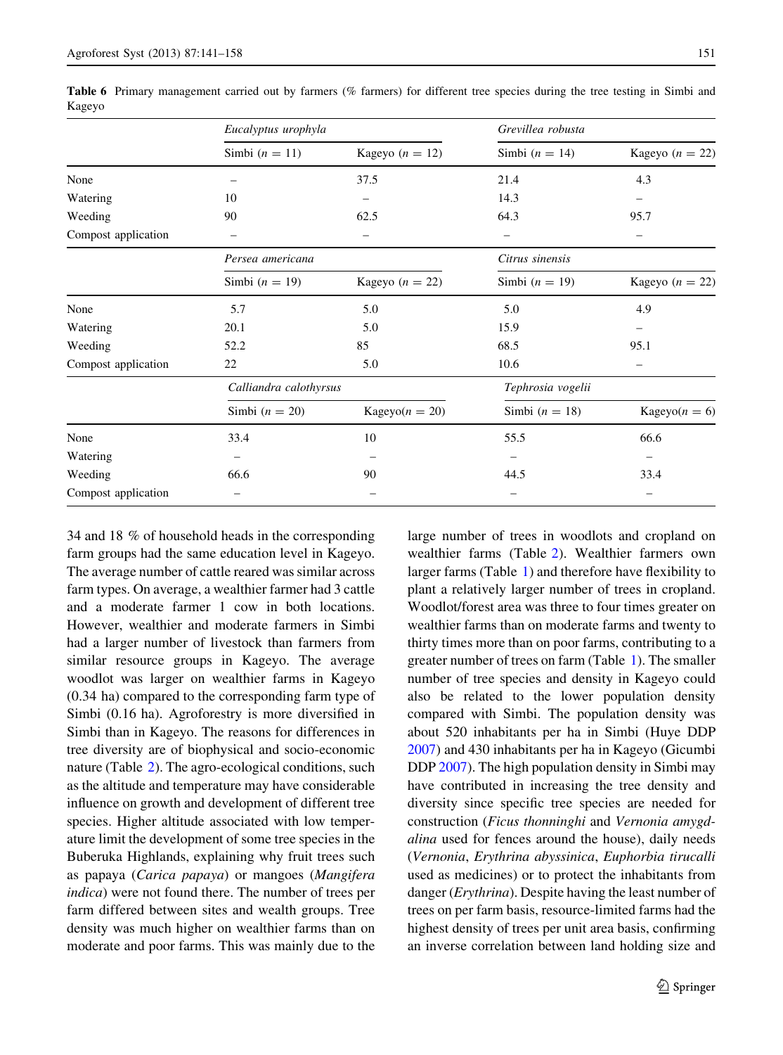**Table 6** Primary management carried out by farmers (% farmers) for different tree species during the tree testing in Simbi and Kageyo

| | *Eucalyptus urophyla* | | *Grevillea robusta* | |
|---|---|---|---|---|
| | Simbi ($n = 11$) | Kageyo ($n = 12$) | Simbi ($n = 14$) | Kageyo ($n = 22$) |
| None | – | 37.5 | 21.4 | 4.3 |
| Watering | 10 | – | 14.3 | – |
| Weeding | 90 | 62.5 | 64.3 | 95.7 |
| Compost application | – | – | – | – |
| | *Persea americana* | | *Citrus sinensis* | |
| | Simbi ($n = 19$) | Kageyo ($n = 22$) | Simbi ($n = 19$) | Kageyo ($n = 22$) |
| None | 5.7 | 5.0 | 5.0 | 4.9 |
| Watering | 20.1 | 5.0 | 15.9 | – |
| Weeding | 52.2 | 85 | 68.5 | 95.1 |
| Compost application | 22 | 5.0 | 10.6 | – |
| | *Calliandra calothyrsus* | | *Tephrosia vogelii* | |
| | Simbi ($n = 20$) | Kageyo($n = 20$) | Simbi ($n = 18$) | Kageyo($n = 6$) |
| None | 33.4 | 10 | 55.5 | 66.6 |
| Watering | – | – | – | – |
| Weeding | 66.6 | 90 | 44.5 | 33.4 |
| Compost application | – | – | – | – |

34 and 18 % of household heads in the corresponding farm groups had the same education level in Kageyo. The average number of cattle reared was similar across farm types. On average, a wealthier farmer had 3 cattle and a moderate farmer 1 cow in both locations. However, wealthier and moderate farmers in Simbi had a larger number of livestock than farmers from similar resource groups in Kageyo. The average woodlot was larger on wealthier farms in Kageyo (0.34 ha) compared to the corresponding farm type of Simbi (0.16 ha). Agroforestry is more diversified in Simbi than in Kageyo. The reasons for differences in tree diversity are of biophysical and socio-economic nature (Table 2). The agro-ecological conditions, such as the altitude and temperature may have considerable influence on growth and development of different tree species. Higher altitude associated with low temperature limit the development of some tree species in the Buberuka Highlands, explaining why fruit trees such as papaya (*Carica papaya*) or mangoes (*Mangifera indica*) were not found there. The number of trees per farm differed between sites and wealth groups. Tree density was much higher on wealthier farms than on moderate and poor farms. This was mainly due to the large number of trees in woodlots and cropland on wealthier farms (Table 2). Wealthier farmers own larger farms (Table 1) and therefore have flexibility to plant a relatively larger number of trees in cropland. Woodlot/forest area was three to four times greater on wealthier farms than on moderate farms and twenty to thirty times more than on poor farms, contributing to a greater number of trees on farm (Table 1). The smaller number of tree species and density in Kageyo could also be related to the lower population density compared with Simbi. The population density was about 520 inhabitants per ha in Simbi (Huye DDP 2007) and 430 inhabitants per ha in Kageyo (Gicumbi DDP 2007). The high population density in Simbi may have contributed in increasing the tree density and diversity since specific tree species are needed for construction (*Ficus thonninghi* and *Vernonia amygdalina* used for fences around the house), daily needs (*Vernonia*, *Erythrina abyssinica*, *Euphorbia tirucalli* used as medicines) or to protect the inhabitants from danger (*Erythrina*). Despite having the least number of trees on per farm basis, resource-limited farms had the highest density of trees per unit area basis, confirming an inverse correlation between land holding size and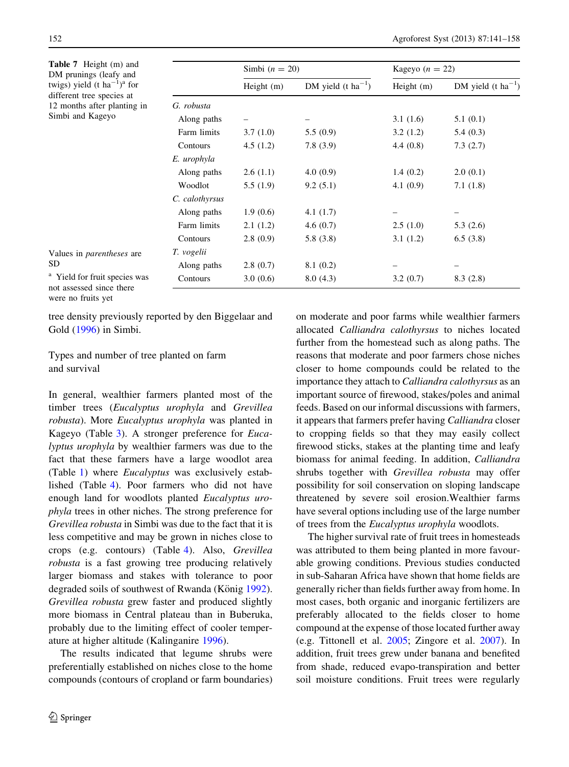**Table 7** Height (m) and DM prunings (leafy and twigs) yield (t ha$^{-1}$)[a] for different tree species at 12 months after planting in Simbi and Kageyo

| | Simbi ($n$ = 20) | | Kageyo ($n$ = 22) | |
|---|---|---|---|---|
| | Height (m) | DM yield (t ha$^{-1}$) | Height (m) | DM yield (t ha$^{-1}$) |
| *G. robusta* | | | | |
| Along paths | – | – | 3.1 (1.6) | 5.1 (0.1) |
| Farm limits | 3.7 (1.0) | 5.5 (0.9) | 3.2 (1.2) | 5.4 (0.3) |
| Contours | 4.5 (1.2) | 7.8 (3.9) | 4.4 (0.8) | 7.3 (2.7) |
| *E. urophyla* | | | | |
| Along paths | 2.6 (1.1) | 4.0 (0.9) | 1.4 (0.2) | 2.0 (0.1) |
| Woodlot | 5.5 (1.9) | 9.2 (5.1) | 4.1 (0.9) | 7.1 (1.8) |
| *C. calothyrsus* | | | | |
| Along paths | 1.9 (0.6) | 4.1 (1.7) | – | – |
| Farm limits | 2.1 (1.2) | 4.6 (0.7) | 2.5 (1.0) | 5.3 (2.6) |
| Contours | 2.8 (0.9) | 5.8 (3.8) | 3.1 (1.2) | 6.5 (3.8) |
| *T. vogelii* | | | | |
| Along paths | 2.8 (0.7) | 8.1 (0.2) | – | – |
| Contours | 3.0 (0.6) | 8.0 (4.3) | 3.2 (0.7) | 8.3 (2.8) |

Values in *parentheses* are SD

[a] Yield for fruit species was not assessed since there were no fruits yet

tree density previously reported by den Biggelaar and Gold (1996) in Simbi.

## Types and number of tree planted on farm and survival

In general, wealthier farmers planted most of the timber trees (*Eucalyptus urophyla* and *Grevillea robusta*). More *Eucalyptus urophyla* was planted in Kageyo (Table 3). A stronger preference for *Eucalyptus urophyla* by wealthier farmers was due to the fact that these farmers have a large woodlot area (Table 1) where *Eucalyptus* was exclusively established (Table 4). Poor farmers who did not have enough land for woodlots planted *Eucalyptus urophyla* trees in other niches. The strong preference for *Grevillea robusta* in Simbi was due to the fact that it is less competitive and may be grown in niches close to crops (e.g. contours) (Table 4). Also, *Grevillea robusta* is a fast growing tree producing relatively larger biomass and stakes with tolerance to poor degraded soils of southwest of Rwanda (König 1992). *Grevillea robusta* grew faster and produced slightly more biomass in Central plateau than in Buberuka, probably due to the limiting effect of cooler temperature at higher altitude (Kalinganire 1996).

The results indicated that legume shrubs were preferentially established on niches close to the home compounds (contours of cropland or farm boundaries) on moderate and poor farms while wealthier farmers allocated *Calliandra calothyrsus* to niches located further from the homestead such as along paths. The reasons that moderate and poor farmers chose niches closer to home compounds could be related to the importance they attach to *Calliandra calothyrsus* as an important source of firewood, stakes/poles and animal feeds. Based on our informal discussions with farmers, it appears that farmers prefer having *Calliandra* closer to cropping fields so that they may easily collect firewood sticks, stakes at the planting time and leafy biomass for animal feeding. In addition, *Calliandra* shrubs together with *Grevillea robusta* may offer possibility for soil conservation on sloping landscape threatened by severe soil erosion.Wealthier farms have several options including use of the large number of trees from the *Eucalyptus urophyla* woodlots.

The higher survival rate of fruit trees in homesteads was attributed to them being planted in more favourable growing conditions. Previous studies conducted in sub-Saharan Africa have shown that home fields are generally richer than fields further away from home. In most cases, both organic and inorganic fertilizers are preferably allocated to the fields closer to home compound at the expense of those located further away (e.g. Tittonell et al. 2005; Zingore et al. 2007). In addition, fruit trees grew under banana and benefited from shade, reduced evapo-transpiration and better soil moisture conditions. Fruit trees were regularly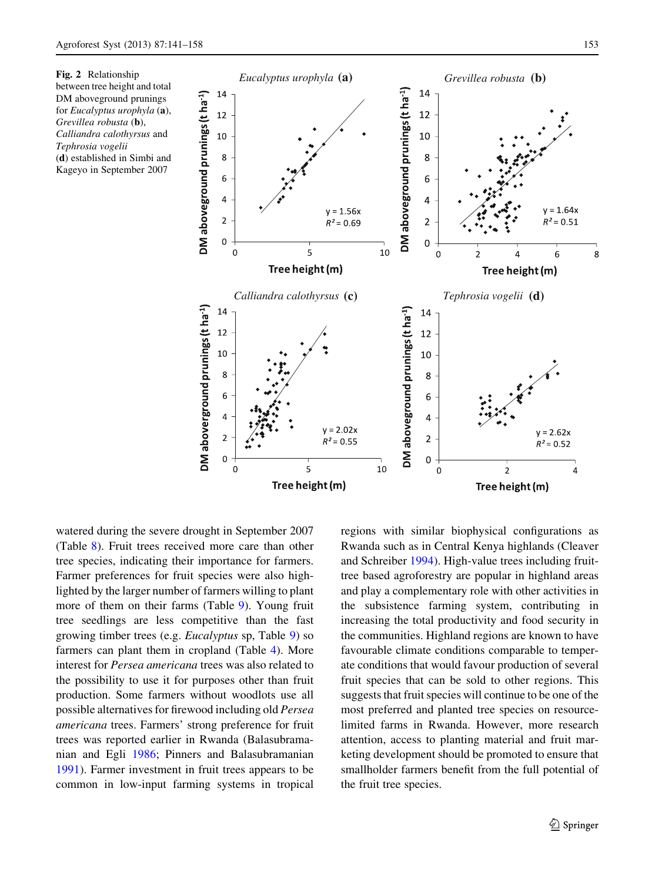**Fig. 2** Relationship between tree height and total DM aboveground prunings for *Eucalyptus urophyla* (**a**), *Grevillea robusta* (**b**), *Calliandra calothyrsus* and *Tephrosia vogelii* (**d**) established in Simbi and Kageyo in September 2007

watered during the severe drought in September 2007 (Table 8). Fruit trees received more care than other tree species, indicating their importance for farmers. Farmer preferences for fruit species were also highlighted by the larger number of farmers willing to plant more of them on their farms (Table 9). Young fruit tree seedlings are less competitive than the fast growing timber trees (e.g. *Eucalyptus* sp, Table 9) so farmers can plant them in cropland (Table 4). More interest for *Persea americana* trees was also related to the possibility to use it for purposes other than fruit production. Some farmers without woodlots use all possible alternatives for firewood including old *Persea americana* trees. Farmers' strong preference for fruit trees was reported earlier in Rwanda (Balasubramanian and Egli 1986; Pinners and Balasubramanian 1991). Farmer investment in fruit trees appears to be common in low-input farming systems in tropical regions with similar biophysical configurations as Rwanda such as in Central Kenya highlands (Cleaver and Schreiber 1994). High-value trees including fruit-tree based agroforestry are popular in highland areas and play a complementary role with other activities in the subsistence farming system, contributing in increasing the total productivity and food security in the communities. Highland regions are known to have favourable climate conditions comparable to temperate conditions that would favour production of several fruit species that can be sold to other regions. This suggests that fruit species will continue to be one of the most preferred and planted tree species on resource-limited farms in Rwanda. However, more research attention, access to planting material and fruit marketing development should be promoted to ensure that smallholder farmers benefit from the full potential of the fruit tree species.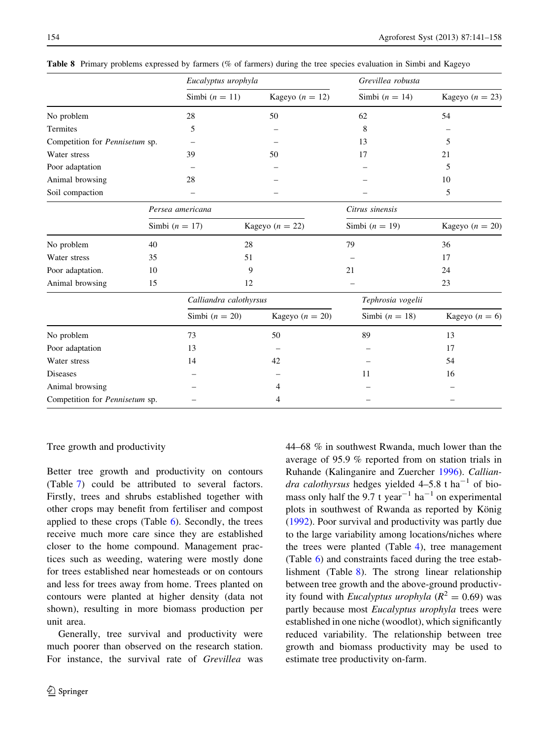**Table 8** Primary problems expressed by farmers (% of farmers) during the tree species evaluation in Simbi and Kageyo

| | *Eucalyptus urophyla* | | *Grevillea robusta* | |
|---|---|---|---|---|
| | Simbi ($n = 11$) | Kageyo ($n = 12$) | Simbi ($n = 14$) | Kageyo ($n = 23$) |
| No problem | 28 | 50 | 62 | 54 |
| Termites | 5 | – | 8 | – |
| Competition for *Pennisetum* sp. | – | – | 13 | 5 |
| Water stress | 39 | 50 | 17 | 21 |
| Poor adaptation | – | – | – | 5 |
| Animal browsing | 28 | – | – | 10 |
| Soil compaction | – | – | – | 5 |
| | *Persea americana* | | *Citrus sinensis* | |
| | Simbi ($n = 17$) | Kageyo ($n = 22$) | Simbi ($n = 19$) | Kageyo ($n = 20$) |
| No problem | 40 | 28 | 79 | 36 |
| Water stress | 35 | 51 | – | 17 |
| Poor adaptation. | 10 | 9 | 21 | 24 |
| Animal browsing | 15 | 12 | – | 23 |
| | *Calliandra calothyrsus* | | *Tephrosia vogelii* | |
| | Simbi ($n = 20$) | Kageyo ($n = 20$) | Simbi ($n = 18$) | Kageyo ($n = 6$) |
| No problem | 73 | 50 | 89 | 13 |
| Poor adaptation | 13 | – | – | 17 |
| Water stress | 14 | 42 | – | 54 |
| Diseases | – | – | 11 | 16 |
| Animal browsing | – | 4 | – | – |
| Competition for *Pennisetum* sp. | – | 4 | – | – |

Tree growth and productivity

Better tree growth and productivity on contours (Table 7) could be attributed to several factors. Firstly, trees and shrubs established together with other crops may benefit from fertiliser and compost applied to these crops (Table 6). Secondly, the trees receive much more care since they are established closer to the home compound. Management practices such as weeding, watering were mostly done for trees established near homesteads or on contours and less for trees away from home. Trees planted on contours were planted at higher density (data not shown), resulting in more biomass production per unit area.

Generally, tree survival and productivity were much poorer than observed on the research station. For instance, the survival rate of *Grevillea* was 44–68 % in southwest Rwanda, much lower than the average of 95.9 % reported from on station trials in Ruhande (Kalinganire and Zuercher 1996). *Calliandra calothyrsus* hedges yielded 4–5.8 t $ha^{-1}$ of biomass only half the 9.7 t $year^{-1}$ $ha^{-1}$ on experimental plots in southwest of Rwanda as reported by König (1992). Poor survival and productivity was partly due to the large variability among locations/niches where the trees were planted (Table 4), tree management (Table 6) and constraints faced during the tree establishment (Table 8). The strong linear relationship between tree growth and the above-ground productivity found with *Eucalyptus urophyla* ($R^2 = 0.69$) was partly because most *Eucalyptus urophyla* trees were established in one niche (woodlot), which significantly reduced variability. The relationship between tree growth and biomass productivity may be used to estimate tree productivity on-farm.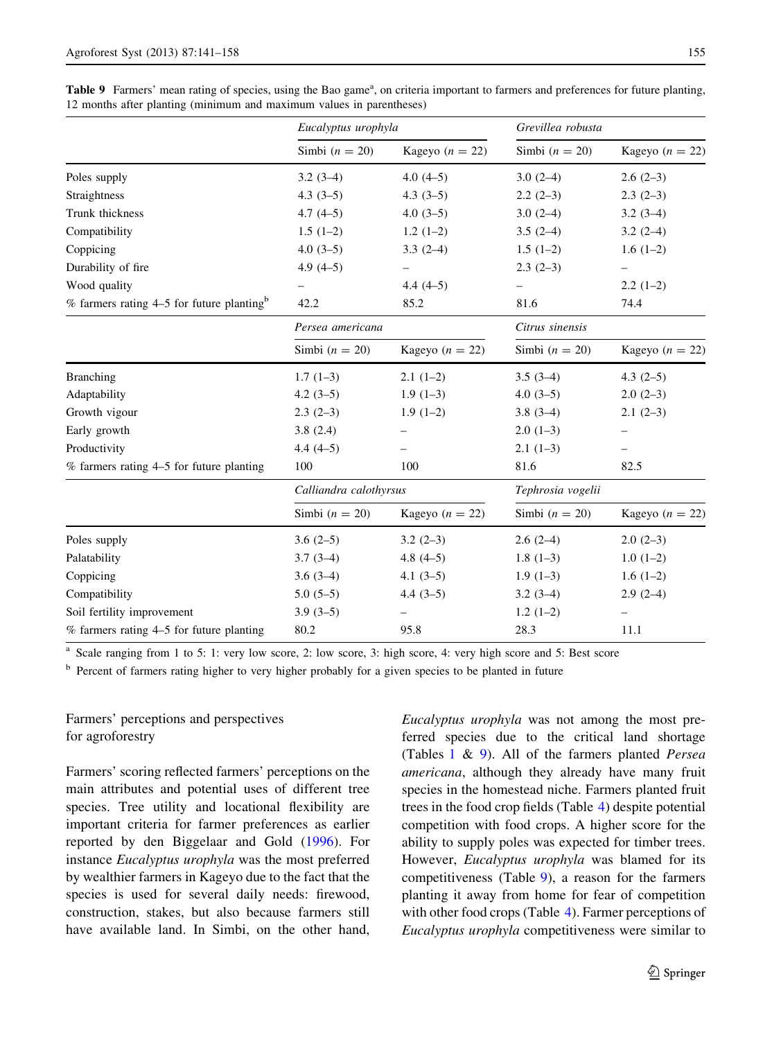**Table 9** Farmers' mean rating of species, using the Bao game[a], on criteria important to farmers and preferences for future planting, 12 months after planting (minimum and maximum values in parentheses)

| | *Eucalyptus urophyla* | | *Grevillea robusta* | |
|---|---|---|---|---|
| | Simbi ($n = 20$) | Kageyo ($n = 22$) | Simbi ($n = 20$) | Kageyo ($n = 22$) |
| Poles supply | 3.2 (3–4) | 4.0 (4–5) | 3.0 (2–4) | 2.6 (2–3) |
| Straightness | 4.3 (3–5) | 4.3 (3–5) | 2.2 (2–3) | 2.3 (2–3) |
| Trunk thickness | 4.7 (4–5) | 4.0 (3–5) | 3.0 (2–4) | 3.2 (3–4) |
| Compatibility | 1.5 (1–2) | 1.2 (1–2) | 3.5 (2–4) | 3.2 (2–4) |
| Coppicing | 4.0 (3–5) | 3.3 (2–4) | 1.5 (1–2) | 1.6 (1–2) |
| Durability of fire | 4.9 (4–5) | – | 2.3 (2–3) | – |
| Wood quality | – | 4.4 (4–5) | – | 2.2 (1–2) |
| % farmers rating 4–5 for future planting[b] | 42.2 | 85.2 | 81.6 | 74.4 |
| | *Persea americana* | | *Citrus sinensis* | |
| | Simbi ($n = 20$) | Kageyo ($n = 22$) | Simbi ($n = 20$) | Kageyo ($n = 22$) |
| Branching | 1.7 (1–3) | 2.1 (1–2) | 3.5 (3–4) | 4.3 (2–5) |
| Adaptability | 4.2 (3–5) | 1.9 (1–3) | 4.0 (3–5) | 2.0 (2–3) |
| Growth vigour | 2.3 (2–3) | 1.9 (1–2) | 3.8 (3–4) | 2.1 (2–3) |
| Early growth | 3.8 (2.4) | – | 2.0 (1–3) | – |
| Productivity | 4.4 (4–5) | – | 2.1 (1–3) | – |
| % farmers rating 4–5 for future planting | 100 | 100 | 81.6 | 82.5 |
| | *Calliandra calothyrsus* | | *Tephrosia vogelii* | |
| | Simbi ($n = 20$) | Kageyo ($n = 22$) | Simbi ($n = 20$) | Kageyo ($n = 22$) |
| Poles supply | 3.6 (2–5) | 3.2 (2–3) | 2.6 (2–4) | 2.0 (2–3) |
| Palatability | 3.7 (3–4) | 4.8 (4–5) | 1.8 (1–3) | 1.0 (1–2) |
| Coppicing | 3.6 (3–4) | 4.1 (3–5) | 1.9 (1–3) | 1.6 (1–2) |
| Compatibility | 5.0 (5–5) | 4.4 (3–5) | 3.2 (3–4) | 2.9 (2–4) |
| Soil fertility improvement | 3.9 (3–5) | – | 1.2 (1–2) | – |
| % farmers rating 4–5 for future planting | 80.2 | 95.8 | 28.3 | 11.1 |

[a] Scale ranging from 1 to 5: 1: very low score, 2: low score, 3: high score, 4: very high score and 5: Best score

[b] Percent of farmers rating higher to very higher probably for a given species to be planted in future

### Farmers' perceptions and perspectives for agroforestry

Farmers' scoring reflected farmers' perceptions on the main attributes and potential uses of different tree species. Tree utility and locational flexibility are important criteria for farmer preferences as earlier reported by den Biggelaar and Gold (1996). For instance *Eucalyptus urophyla* was the most preferred by wealthier farmers in Kageyo due to the fact that the species is used for several daily needs: firewood, construction, stakes, but also because farmers still have available land. In Simbi, on the other hand, *Eucalyptus urophyla* was not among the most preferred species due to the critical land shortage (Tables 1 & 9). All of the farmers planted *Persea americana*, although they already have many fruit species in the homestead niche. Farmers planted fruit trees in the food crop fields (Table 4) despite potential competition with food crops. A higher score for the ability to supply poles was expected for timber trees. However, *Eucalyptus urophyla* was blamed for its competitiveness (Table 9), a reason for the farmers planting it away from home for fear of competition with other food crops (Table 4). Farmer perceptions of *Eucalyptus urophyla* competitiveness were similar to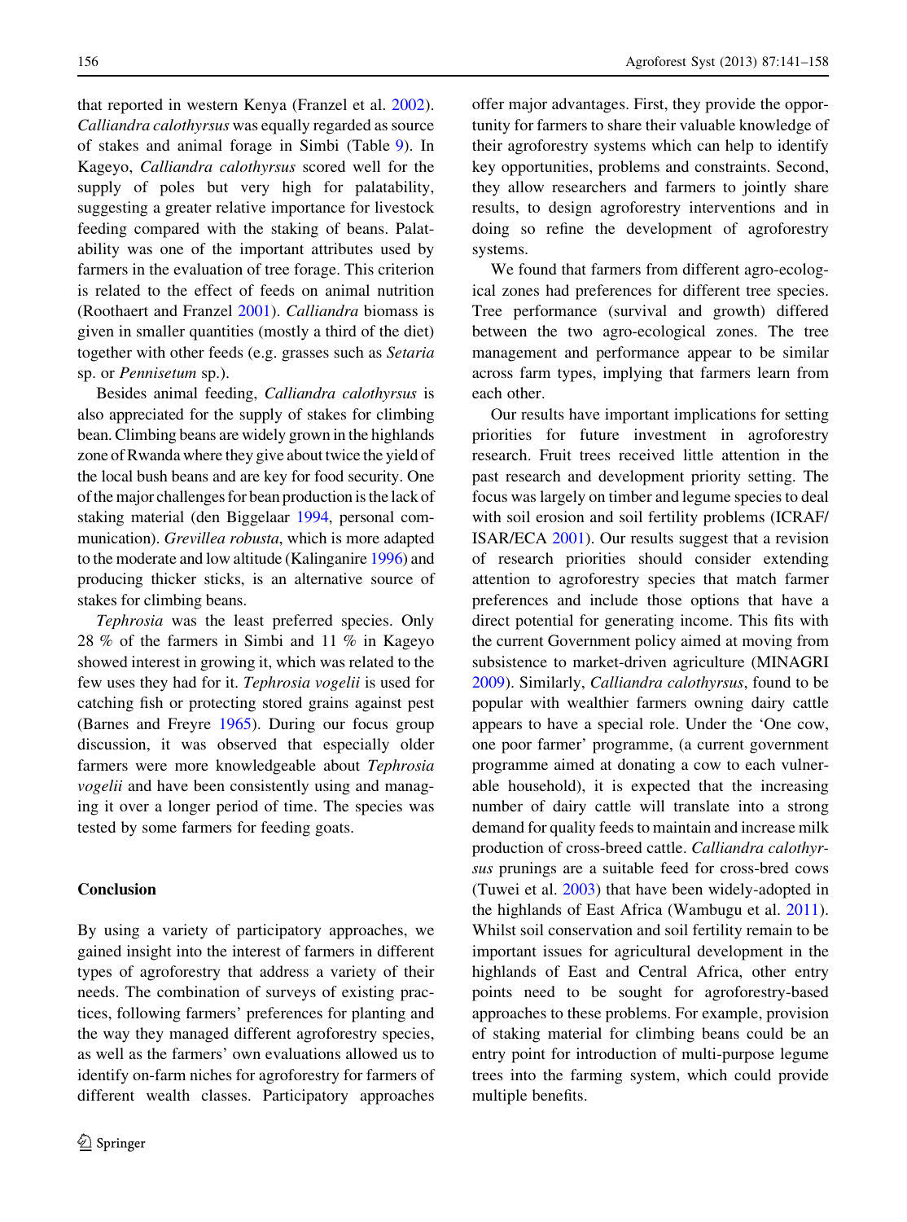that reported in western Kenya (Franzel et al. 2002). *Calliandra calothyrsus* was equally regarded as source of stakes and animal forage in Simbi (Table 9). In Kageyo, *Calliandra calothyrsus* scored well for the supply of poles but very high for palatability, suggesting a greater relative importance for livestock feeding compared with the staking of beans. Palatability was one of the important attributes used by farmers in the evaluation of tree forage. This criterion is related to the effect of feeds on animal nutrition (Roothaert and Franzel 2001). *Calliandra* biomass is given in smaller quantities (mostly a third of the diet) together with other feeds (e.g. grasses such as *Setaria* sp. or *Pennisetum* sp.).

Besides animal feeding, *Calliandra calothyrsus* is also appreciated for the supply of stakes for climbing bean. Climbing beans are widely grown in the highlands zone of Rwanda where they give about twice the yield of the local bush beans and are key for food security. One of the major challenges for bean production is the lack of staking material (den Biggelaar 1994, personal communication). *Grevillea robusta*, which is more adapted to the moderate and low altitude (Kalinganire 1996) and producing thicker sticks, is an alternative source of stakes for climbing beans.

*Tephrosia* was the least preferred species. Only 28 % of the farmers in Simbi and 11 % in Kageyo showed interest in growing it, which was related to the few uses they had for it. *Tephrosia vogelii* is used for catching fish or protecting stored grains against pest (Barnes and Freyre 1965). During our focus group discussion, it was observed that especially older farmers were more knowledgeable about *Tephrosia vogelii* and have been consistently using and managing it over a longer period of time. The species was tested by some farmers for feeding goats.

## Conclusion

By using a variety of participatory approaches, we gained insight into the interest of farmers in different types of agroforestry that address a variety of their needs. The combination of surveys of existing practices, following farmers' preferences for planting and the way they managed different agroforestry species, as well as the farmers' own evaluations allowed us to identify on-farm niches for agroforestry for farmers of different wealth classes. Participatory approaches offer major advantages. First, they provide the opportunity for farmers to share their valuable knowledge of their agroforestry systems which can help to identify key opportunities, problems and constraints. Second, they allow researchers and farmers to jointly share results, to design agroforestry interventions and in doing so refine the development of agroforestry systems.

We found that farmers from different agro-ecological zones had preferences for different tree species. Tree performance (survival and growth) differed between the two agro-ecological zones. The tree management and performance appear to be similar across farm types, implying that farmers learn from each other.

Our results have important implications for setting priorities for future investment in agroforestry research. Fruit trees received little attention in the past research and development priority setting. The focus was largely on timber and legume species to deal with soil erosion and soil fertility problems (ICRAF/ISAR/ECA 2001). Our results suggest that a revision of research priorities should consider extending attention to agroforestry species that match farmer preferences and include those options that have a direct potential for generating income. This fits with the current Government policy aimed at moving from subsistence to market-driven agriculture (MINAGRI 2009). Similarly, *Calliandra calothyrsus*, found to be popular with wealthier farmers owning dairy cattle appears to have a special role. Under the 'One cow, one poor farmer' programme, (a current government programme aimed at donating a cow to each vulnerable household), it is expected that the increasing number of dairy cattle will translate into a strong demand for quality feeds to maintain and increase milk production of cross-breed cattle. *Calliandra calothyrsus* prunings are a suitable feed for cross-bred cows (Tuwei et al. 2003) that have been widely-adopted in the highlands of East Africa (Wambugu et al. 2011). Whilst soil conservation and soil fertility remain to be important issues for agricultural development in the highlands of East and Central Africa, other entry points need to be sought for agroforestry-based approaches to these problems. For example, provision of staking material for climbing beans could be an entry point for introduction of multi-purpose legume trees into the farming system, which could provide multiple benefits.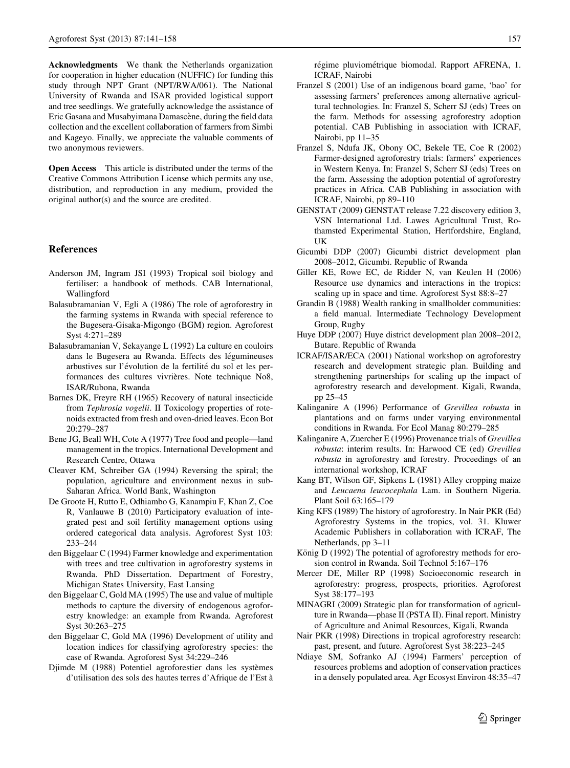**Acknowledgments** We thank the Netherlands organization for cooperation in higher education (NUFFIC) for funding this study through NPT Grant (NPT/RWA/061). The National University of Rwanda and ISAR provided logistical support and tree seedlings. We gratefully acknowledge the assistance of Eric Gasana and Musabyimana Damascène, during the field data collection and the excellent collaboration of farmers from Simbi and Kageyo. Finally, we appreciate the valuable comments of two anonymous reviewers.

**Open Access** This article is distributed under the terms of the Creative Commons Attribution License which permits any use, distribution, and reproduction in any medium, provided the original author(s) and the source are credited.

## References

Anderson JM, Ingram JSI (1993) Tropical soil biology and fertiliser: a handbook of methods. CAB International, Wallingford

Balasubramanian V, Egli A (1986) The role of agroforestry in the farming systems in Rwanda with special reference to the Bugesera-Gisaka-Migongo (BGM) region. Agroforest Syst 4:271–289

Balasubramanian V, Sekayange L (1992) La culture en couloirs dans le Bugesera au Rwanda. Effects des légumineuses arbustives sur l'évolution de la fertilité du sol et les performances des cultures vivrières. Note technique No8, ISAR/Rubona, Rwanda

Barnes DK, Freyre RH (1965) Recovery of natural insecticide from *Tephrosia vogelii*. II Toxicology properties of rotenoids extracted from fresh and oven-dried leaves. Econ Bot 20:279–287

Bene JG, Beall WH, Cote A (1977) Tree food and people—land management in the tropics. International Development and Research Centre, Ottawa

Cleaver KM, Schreiber GA (1994) Reversing the spiral; the population, agriculture and environment nexus in sub-Saharan Africa. World Bank, Washington

De Groote H, Rutto E, Odhiambo G, Kanampiu F, Khan Z, Coe R, Vanlauwe B (2010) Participatory evaluation of integrated pest and soil fertility management options using ordered categorical data analysis. Agroforest Syst 103: 233–244

den Biggelaar C (1994) Farmer knowledge and experimentation with trees and tree cultivation in agroforestry systems in Rwanda. PhD Dissertation. Department of Forestry, Michigan State University, East Lansing

den Biggelaar C, Gold MA (1995) The use and value of multiple methods to capture the diversity of endogenous agroforestry knowledge: an example from Rwanda. Agroforest Syst 30:263–275

den Biggelaar C, Gold MA (1996) Development of utility and location indices for classifying agroforestry species: the case of Rwanda. Agroforest Syst 34:229–246

Djimde M (1988) Potentiel agroforestier dans les systèmes d'utilisation des sols des hautes terres d'Afrique de l'Est à régime pluviométrique biomodal. Rapport AFRENA, 1. ICRAF, Nairobi

Franzel S (2001) Use of an indigenous board game, 'bao' for assessing farmers' preferences among alternative agricultural technologies. In: Franzel S, Scherr SJ (eds) Trees on the farm. Methods for assessing agroforestry adoption potential. CAB Publishing in association with ICRAF, Nairobi, pp 11–35

Franzel S, Ndufa JK, Obony OC, Bekele TE, Coe R (2002) Farmer-designed agroforestry trials: farmers' experiences in Western Kenya. In: Franzel S, Scherr SJ (eds) Trees on the farm. Assessing the adoption potential of agroforestry practices in Africa. CAB Publishing in association with ICRAF, Nairobi, pp 89–110

GENSTAT (2009) GENSTAT release 7.22 discovery edition 3, VSN International Ltd. Lawes Agricultural Trust, Rothamsted Experimental Station, Hertfordshire, England, UK

Gicumbi DDP (2007) Gicumbi district development plan 2008–2012, Gicumbi. Republic of Rwanda

Giller KE, Rowe EC, de Ridder N, van Keulen H (2006) Resource use dynamics and interactions in the tropics: scaling up in space and time. Agroforest Syst 88:8–27

Grandin B (1988) Wealth ranking in smallholder communities: a field manual. Intermediate Technology Development Group, Rugby

Huye DDP (2007) Huye district development plan 2008–2012, Butare. Republic of Rwanda

ICRAF/ISAR/ECA (2001) National workshop on agroforestry research and development strategic plan. Building and strengthening partnerships for scaling up the impact of agroforestry research and development. Kigali, Rwanda, pp 25–45

Kalinganire A (1996) Performance of *Grevillea robusta* in plantations and on farms under varying environmental conditions in Rwanda. For Ecol Manag 80:279–285

Kalinganire A, Zuercher E (1996) Provenance trials of *Grevillea robusta*: interim results. In: Harwood CE (ed) *Grevillea robusta* in agroforestry and forestry. Proceedings of an international workshop, ICRAF

Kang BT, Wilson GF, Sipkens L (1981) Alley cropping maize and *Leucaena leucocephala* Lam. in Southern Nigeria. Plant Soil 63:165–179

King KFS (1989) The history of agroforestry. In Nair PKR (Ed) Agroforestry Systems in the tropics, vol. 31. Kluwer Academic Publishers in collaboration with ICRAF, The Netherlands, pp 3–11

König D (1992) The potential of agroforestry methods for erosion control in Rwanda. Soil Technol 5:167–176

Mercer DE, Miller RP (1998) Socioeconomic research in agroforestry: progress, prospects, priorities. Agroforest Syst 38:177–193

MINAGRI (2009) Strategic plan for transformation of agriculture in Rwanda—phase II (PSTA II). Final report. Ministry of Agriculture and Animal Resources, Kigali, Rwanda

Nair PKR (1998) Directions in tropical agroforestry research: past, present, and future. Agroforest Syst 38:223–245

Ndiaye SM, Sofranko AJ (1994) Farmers' perception of resources problems and adoption of conservation practices in a densely populated area. Agr Ecosyst Environ 48:35–47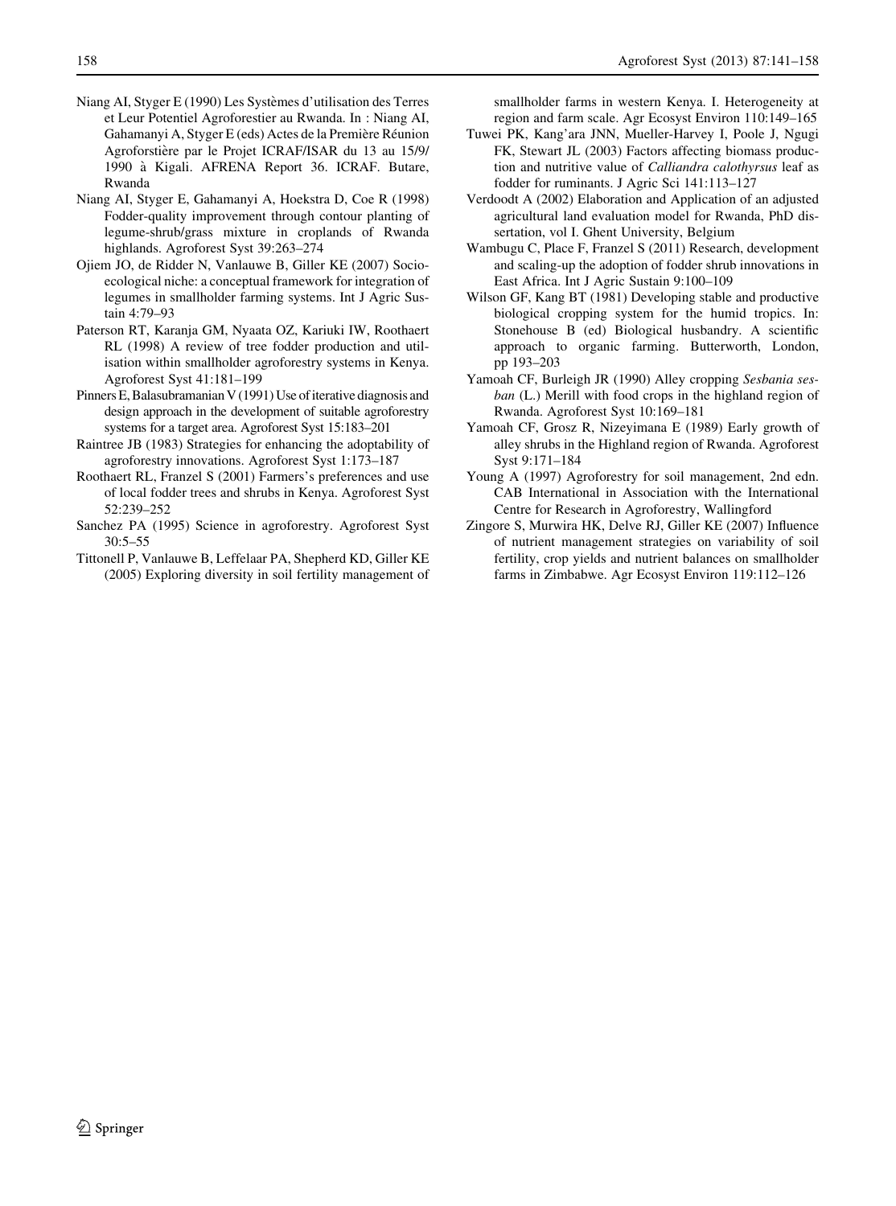Niang AI, Styger E (1990) Les Systèmes d'utilisation des Terres et Leur Potentiel Agroforestier au Rwanda. In : Niang AI, Gahamanyi A, Styger E (eds) Actes de la Première Réunion Agroforstière par le Projet ICRAF/ISAR du 13 au 15/9/1990 à Kigali. AFRENA Report 36. ICRAF. Butare, Rwanda

Niang AI, Styger E, Gahamanyi A, Hoekstra D, Coe R (1998) Fodder-quality improvement through contour planting of legume-shrub/grass mixture in croplands of Rwanda highlands. Agroforest Syst 39:263–274

Ojiem JO, de Ridder N, Vanlauwe B, Giller KE (2007) Socio-ecological niche: a conceptual framework for integration of legumes in smallholder farming systems. Int J Agric Sustain 4:79–93

Paterson RT, Karanja GM, Nyaata OZ, Kariuki IW, Roothaert RL (1998) A review of tree fodder production and utilisation within smallholder agroforestry systems in Kenya. Agroforest Syst 41:181–199

Pinners E, Balasubramanian V (1991) Use of iterative diagnosis and design approach in the development of suitable agroforestry systems for a target area. Agroforest Syst 15:183–201

Raintree JB (1983) Strategies for enhancing the adoptability of agroforestry innovations. Agroforest Syst 1:173–187

Roothaert RL, Franzel S (2001) Farmers's preferences and use of local fodder trees and shrubs in Kenya. Agroforest Syst 52:239–252

Sanchez PA (1995) Science in agroforestry. Agroforest Syst 30:5–55

Tittonell P, Vanlauwe B, Leffelaar PA, Shepherd KD, Giller KE (2005) Exploring diversity in soil fertility management of smallholder farms in western Kenya. I. Heterogeneity at region and farm scale. Agr Ecosyst Environ 110:149–165

Tuwei PK, Kang'ara JNN, Mueller-Harvey I, Poole J, Ngugi FK, Stewart JL (2003) Factors affecting biomass production and nutritive value of *Calliandra calothyrsus* leaf as fodder for ruminants. J Agric Sci 141:113–127

Verdoodt A (2002) Elaboration and Application of an adjusted agricultural land evaluation model for Rwanda, PhD dissertation, vol I. Ghent University, Belgium

Wambugu C, Place F, Franzel S (2011) Research, development and scaling-up the adoption of fodder shrub innovations in East Africa. Int J Agric Sustain 9:100–109

Wilson GF, Kang BT (1981) Developing stable and productive biological cropping system for the humid tropics. In: Stonehouse B (ed) Biological husbandry. A scientific approach to organic farming. Butterworth, London, pp 193–203

Yamoah CF, Burleigh JR (1990) Alley cropping *Sesbania sesban* (L.) Merill with food crops in the highland region of Rwanda. Agroforest Syst 10:169–181

Yamoah CF, Grosz R, Nizeyimana E (1989) Early growth of alley shrubs in the Highland region of Rwanda. Agroforest Syst 9:171–184

Young A (1997) Agroforestry for soil management, 2nd edn. CAB International in Association with the International Centre for Research in Agroforestry, Wallingford

Zingore S, Murwira HK, Delve RJ, Giller KE (2007) Influence of nutrient management strategies on variability of soil fertility, crop yields and nutrient balances on smallholder farms in Zimbabwe. Agr Ecosyst Environ 119:112–126